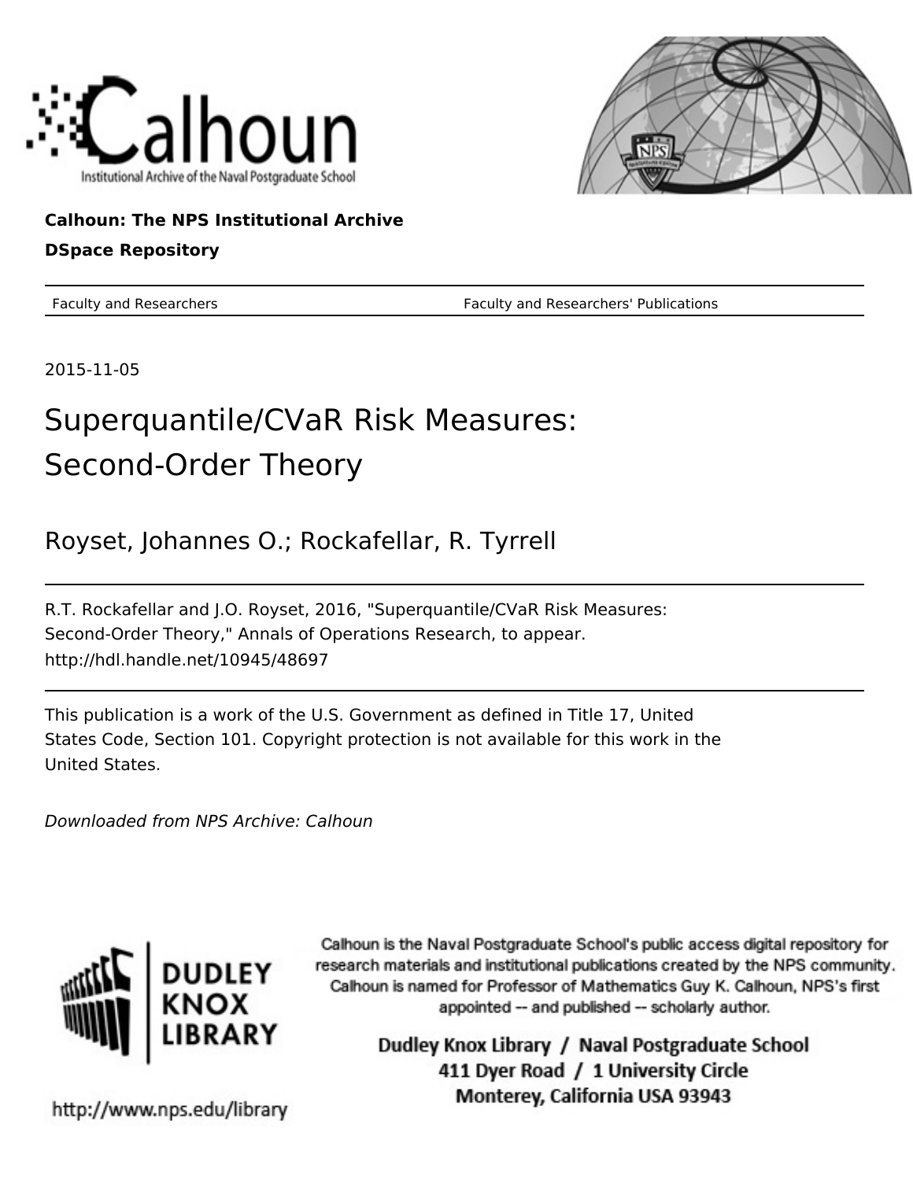Calhoun: The NPS Institutional Archive

DSpace Repository

Faculty and Researchers | Faculty and Researchers' Publications

2015-11-05

# Superquantile/CVaR Risk Measures: Second-Order Theory

Royset, Johannes O.; Rockafellar, R. Tyrrell

R.T. Rockafellar and J.O. Royset, 2016, "Superquantile/CVaR Risk Measures: Second-Order Theory," Annals of Operations Research, to appear.
http://hdl.handle.net/10945/48697

This publication is a work of the U.S. Government as defined in Title 17, United States Code, Section 101. Copyright protection is not available for this work in the United States.

*Downloaded from NPS Archive: Calhoun*

Calhoun is the Naval Postgraduate School's public access digital repository for research materials and institutional publications created by the NPS community. Calhoun is named for Professor of Mathematics Guy K. Calhoun, NPS's first appointed -- and published -- scholarly author.

Dudley Knox Library / Naval Postgraduate School
411 Dyer Road / 1 University Circle
Monterey, California USA 93943

http://www.nps.edu/library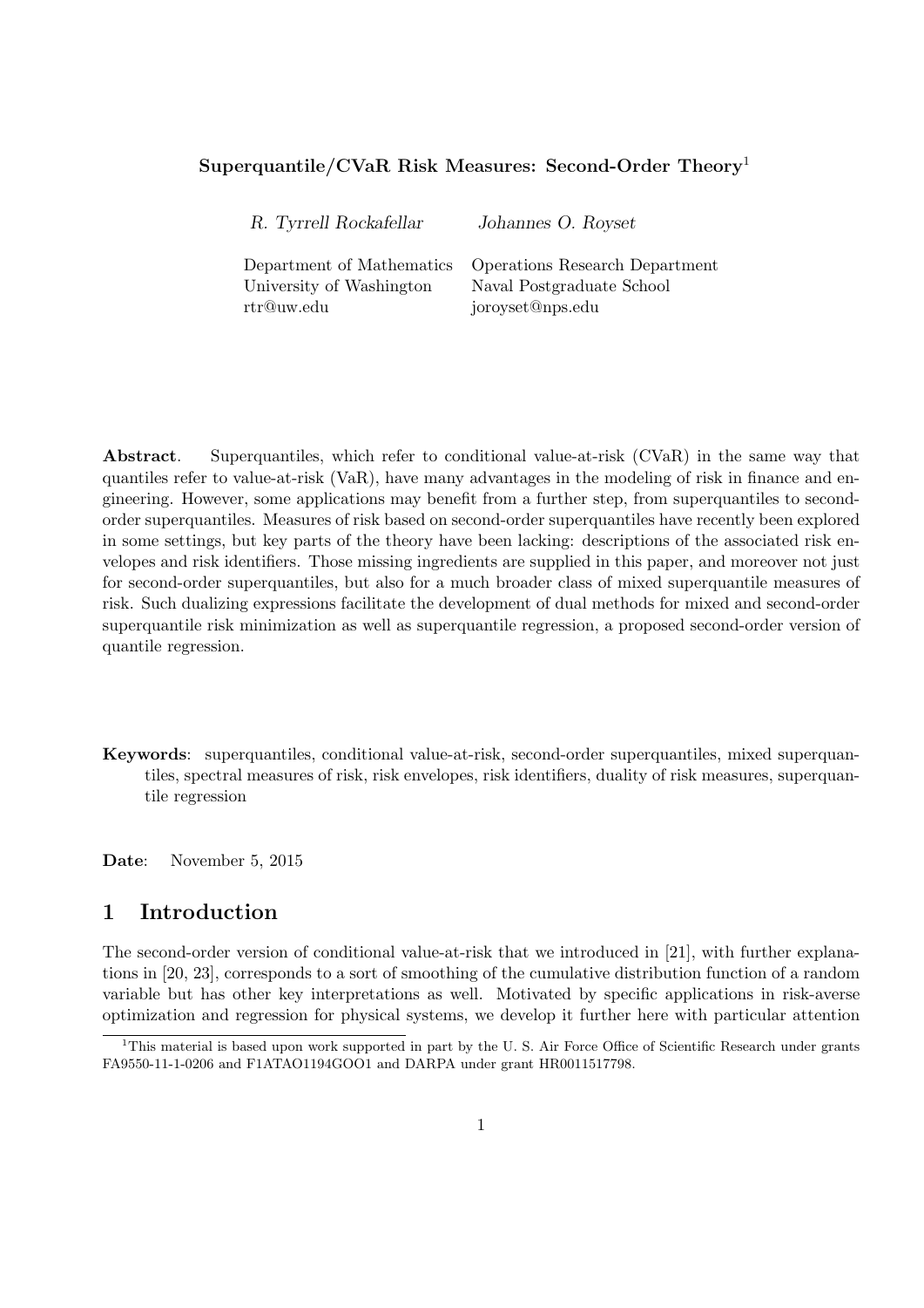**Superquantile/CVaR Risk Measures: Second-Order Theory**[1]

*R. Tyrrell Rockafellar*

Department of Mathematics
University of Washington
rtr@uw.edu

*Johannes O. Royset*

Operations Research Department
Naval Postgraduate School
joroyset@nps.edu

**Abstract**. Superquantiles, which refer to conditional value-at-risk (CVaR) in the same way that quantiles refer to value-at-risk (VaR), have many advantages in the modeling of risk in finance and engineering. However, some applications may benefit from a further step, from superquantiles to second-order superquantiles. Measures of risk based on second-order superquantiles have recently been explored in some settings, but key parts of the theory have been lacking: descriptions of the associated risk envelopes and risk identifiers. Those missing ingredients are supplied in this paper, and moreover not just for second-order superquantiles, but also for a much broader class of mixed superquantile measures of risk. Such dualizing expressions facilitate the development of dual methods for mixed and second-order superquantile risk minimization as well as superquantile regression, a proposed second-order version of quantile regression.

**Keywords**: superquantiles, conditional value-at-risk, second-order superquantiles, mixed superquantiles, spectral measures of risk, risk envelopes, risk identifiers, duality of risk measures, superquantile regression

**Date**: November 5, 2015

## 1 Introduction

The second-order version of conditional value-at-risk that we introduced in [21], with further explanations in [20, 23], corresponds to a sort of smoothing of the cumulative distribution function of a random variable but has other key interpretations as well. Motivated by specific applications in risk-averse optimization and regression for physical systems, we develop it further here with particular attention

[1] This material is based upon work supported in part by the U. S. Air Force Office of Scientific Research under grants FA9550-11-1-0206 and F1ATAO1194GOO1 and DARPA under grant HR0011517798.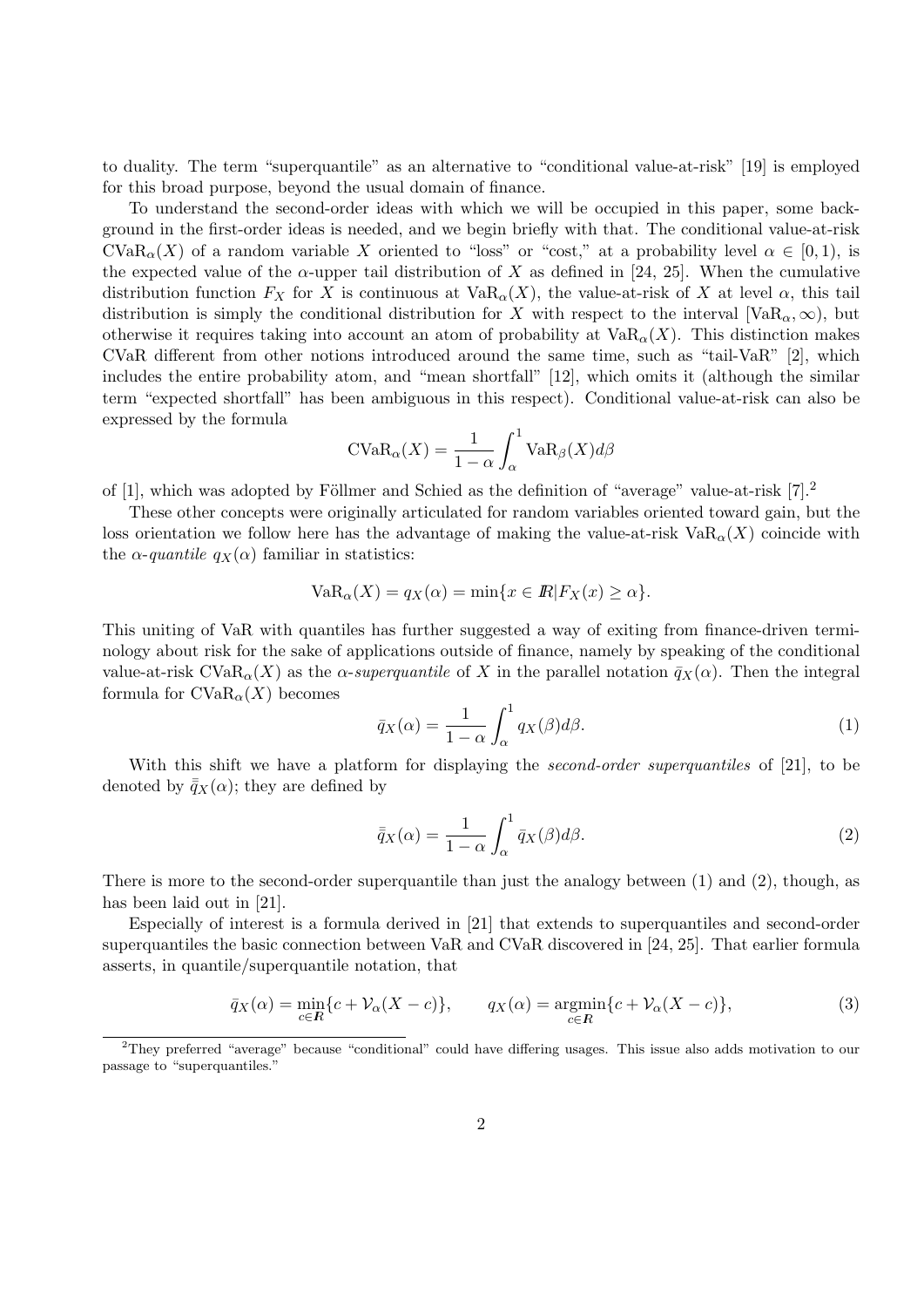to duality. The term "superquantile" as an alternative to "conditional value-at-risk" [19] is employed for this broad purpose, beyond the usual domain of finance.

To understand the second-order ideas with which we will be occupied in this paper, some background in the first-order ideas is needed, and we begin briefly with that. The conditional value-at-risk $\mathrm{CVaR}_\alpha(X)$ of a random variable $X$ oriented to "loss" or "cost," at a probability level $\alpha \in [0,1)$, is the expected value of the $\alpha$-upper tail distribution of $X$ as defined in [24, 25]. When the cumulative distribution function $F_X$ for $X$ is continuous at $\mathrm{VaR}_\alpha(X)$, the value-at-risk of $X$ at level $\alpha$, this tail distribution is simply the conditional distribution for $X$ with respect to the interval $[\mathrm{VaR}_\alpha, \infty)$, but otherwise it requires taking into account an atom of probability at $\mathrm{VaR}_\alpha(X)$. This distinction makes CVaR different from other notions introduced around the same time, such as "tail-VaR" [2], which includes the entire probability atom, and "mean shortfall" [12], which omits it (although the similar term "expected shortfall" has been ambiguous in this respect). Conditional value-at-risk can also be expressed by the formula

$$\mathrm{CVaR}_\alpha(X) = \frac{1}{1-\alpha}\int_\alpha^1 \mathrm{VaR}_\beta(X)d\beta$$

of [1], which was adopted by Föllmer and Schied as the definition of "average" value-at-risk [7].[2]

These other concepts were originally articulated for random variables oriented toward gain, but the loss orientation we follow here has the advantage of making the value-at-risk $\mathrm{VaR}_\alpha(X)$ coincide with the *$\alpha$-quantile* $q_X(\alpha)$ familiar in statistics:

$$\mathrm{VaR}_\alpha(X) = q_X(\alpha) = \min\{x \in I\!R | F_X(x) \geq \alpha\}.$$

This uniting of VaR with quantiles has further suggested a way of exiting from finance-driven terminology about risk for the sake of applications outside of finance, namely by speaking of the conditional value-at-risk $\mathrm{CVaR}_\alpha(X)$ as the *$\alpha$-superquantile* of $X$ in the parallel notation $\bar{q}_X(\alpha)$. Then the integral formula for $\mathrm{CVaR}_\alpha(X)$ becomes

$$\bar{q}_X(\alpha) = \frac{1}{1-\alpha}\int_\alpha^1 q_X(\beta)d\beta. \tag{1}$$

With this shift we have a platform for displaying the *second-order superquantiles* of [21], to be denoted by $\bar{\bar{q}}_X(\alpha)$; they are defined by

$$\bar{\bar{q}}_X(\alpha) = \frac{1}{1-\alpha}\int_\alpha^1 \bar{q}_X(\beta)d\beta. \tag{2}$$

There is more to the second-order superquantile than just the analogy between (1) and (2), though, as has been laid out in [21].

Especially of interest is a formula derived in [21] that extends to superquantiles and second-order superquantiles the basic connection between VaR and CVaR discovered in [24, 25]. That earlier formula asserts, in quantile/superquantile notation, that

$$\bar{q}_X(\alpha) = \min_{c\in \boldsymbol{R}}\{c + \mathcal{V}_\alpha(X-c)\}, \qquad q_X(\alpha) = \operatorname*{argmin}_{c\in \boldsymbol{R}}\{c + \mathcal{V}_\alpha(X-c)\}, \tag{3}$$

[2] They preferred "average" because "conditional" could have differing usages. This issue also adds motivation to our passage to "superquantiles."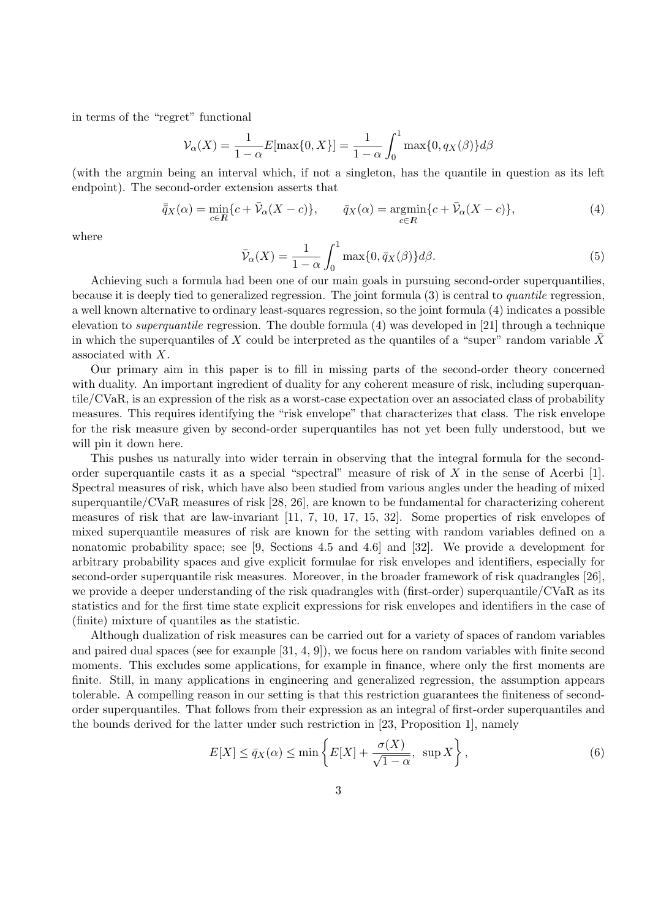in terms of the "regret" functional

$$\mathcal{V}_\alpha(X) = \frac{1}{1-\alpha} E[\max\{0, X\}] = \frac{1}{1-\alpha} \int_0^1 \max\{0, q_X(\beta)\} d\beta$$

(with the argmin being an interval which, if not a singleton, has the quantile in question as its left endpoint). The second-order extension asserts that

$$\bar{\bar{q}}_X(\alpha) = \min_{c \in \boldsymbol{R}} \{c + \bar{\mathcal{V}}_\alpha(X - c)\}, \qquad \bar{q}_X(\alpha) = \operatorname*{argmin}_{c \in \boldsymbol{R}} \{c + \bar{\mathcal{V}}_\alpha(X - c)\}, \tag{4}$$

where

$$\bar{\mathcal{V}}_\alpha(X) = \frac{1}{1-\alpha} \int_0^1 \max\{0, \bar{q}_X(\beta)\} d\beta. \tag{5}$$

Achieving such a formula had been one of our main goals in pursuing second-order superquantiles, because it is deeply tied to generalized regression. The joint formula (3) is central to *quantile* regression, a well known alternative to ordinary least-squares regression, so the joint formula (4) indicates a possible elevation to *superquantile* regression. The double formula (4) was developed in [21] through a technique in which the superquantiles of $X$ could be interpreted as the quantiles of a "super" random variable $\bar{X}$ associated with $X$.

Our primary aim in this paper is to fill in missing parts of the second-order theory concerned with duality. An important ingredient of duality for any coherent measure of risk, including superquantile/CVaR, is an expression of the risk as a worst-case expectation over an associated class of probability measures. This requires identifying the "risk envelope" that characterizes that class. The risk envelope for the risk measure given by second-order superquantiles has not yet been fully understood, but we will pin it down here.

This pushes us naturally into wider terrain in observing that the integral formula for the second-order superquantile casts it as a special "spectral" measure of risk of $X$ in the sense of Acerbi [1]. Spectral measures of risk, which have also been studied from various angles under the heading of mixed superquantile/CVaR measures of risk [28, 26], are known to be fundamental for characterizing coherent measures of risk that are law-invariant [11, 7, 10, 17, 15, 32]. Some properties of risk envelopes of mixed superquantile measures of risk are known for the setting with random variables defined on a nonatomic probability space; see [9, Sections 4.5 and 4.6] and [32]. We provide a development for arbitrary probability spaces and give explicit formulae for risk envelopes and identifiers, especially for second-order superquantile risk measures. Moreover, in the broader framework of risk quadrangles [26], we provide a deeper understanding of the risk quadrangles with (first-order) superquantile/CVaR as its statistics and for the first time state explicit expressions for risk envelopes and identifiers in the case of (finite) mixture of quantiles as the statistic.

Although dualization of risk measures can be carried out for a variety of spaces of random variables and paired dual spaces (see for example [31, 4, 9]), we focus here on random variables with finite second moments. This excludes some applications, for example in finance, where only the first moments are finite. Still, in many applications in engineering and generalized regression, the assumption appears tolerable. A compelling reason in our setting is that this restriction guarantees the finiteness of second-order superquantiles. That follows from their expression as an integral of first-order superquantiles and the bounds derived for the latter under such restriction in [23, Proposition 1], namely

$$E[X] \leq \bar{q}_X(\alpha) \leq \min\left\{E[X] + \frac{\sigma(X)}{\sqrt{1-\alpha}},\ \sup X\right\}, \tag{6}$$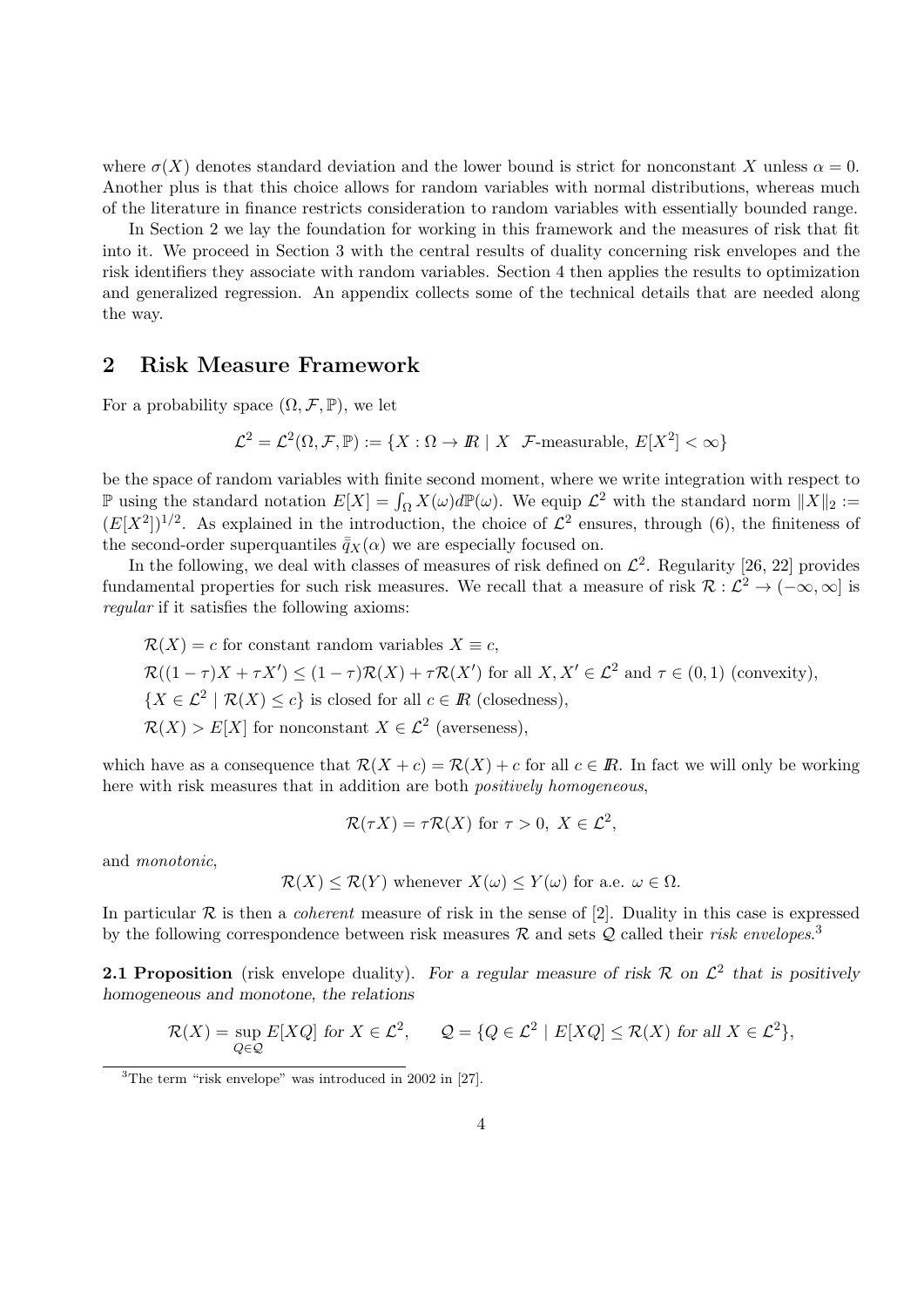where $\sigma(X)$ denotes standard deviation and the lower bound is strict for nonconstant $X$ unless $\alpha = 0$. Another plus is that this choice allows for random variables with normal distributions, whereas much of the literature in finance restricts consideration to random variables with essentially bounded range.

In Section 2 we lay the foundation for working in this framework and the measures of risk that fit into it. We proceed in Section 3 with the central results of duality concerning risk envelopes and the risk identifiers they associate with random variables. Section 4 then applies the results to optimization and generalized regression. An appendix collects some of the technical details that are needed along the way.

## 2 Risk Measure Framework

For a probability space $(\Omega, \mathcal{F}, \mathbb{P})$, we let

$$\mathcal{L}^2 = \mathcal{L}^2(\Omega, \mathcal{F}, \mathbb{P}) := \{X : \Omega \to I\!R \mid X \;\; \mathcal{F}\text{-measurable}, \, E[X^2] < \infty\}$$

be the space of random variables with finite second moment, where we write integration with respect to $\mathbb{P}$ using the standard notation $E[X] = \int_\Omega X(\omega) d\mathbb{P}(\omega)$. We equip $\mathcal{L}^2$ with the standard norm $\|X\|_2 := (E[X^2])^{1/2}$. As explained in the introduction, the choice of $\mathcal{L}^2$ ensures, through (6), the finiteness of the second-order superquantiles $\bar{\bar{q}}_X(\alpha)$ we are especially focused on.

In the following, we deal with classes of measures of risk defined on $\mathcal{L}^2$. Regularity [26, 22] provides fundamental properties for such risk measures. We recall that a measure of risk $\mathcal{R} : \mathcal{L}^2 \to (-\infty, \infty]$ is *regular* if it satisfies the following axioms:

$\mathcal{R}(X) = c$ for constant random variables $X \equiv c$,

$\mathcal{R}((1-\tau)X + \tau X') \leq (1-\tau)\mathcal{R}(X) + \tau\mathcal{R}(X')$ for all $X, X' \in \mathcal{L}^2$ and $\tau \in (0,1)$ (convexity),

$\{X \in \mathcal{L}^2 \mid \mathcal{R}(X) \leq c\}$ is closed for all $c \in I\!R$ (closedness),

$\mathcal{R}(X) > E[X]$ for nonconstant $X \in \mathcal{L}^2$ (averseness),

which have as a consequence that $\mathcal{R}(X + c) = \mathcal{R}(X) + c$ for all $c \in I\!R$. In fact we will only be working here with risk measures that in addition are both *positively homogeneous*,

$$\mathcal{R}(\tau X) = \tau\mathcal{R}(X) \text{ for } \tau > 0, \; X \in \mathcal{L}^2,$$

and *monotonic*,

$$\mathcal{R}(X) \leq \mathcal{R}(Y) \text{ whenever } X(\omega) \leq Y(\omega) \text{ for a.e. } \omega \in \Omega.$$

In particular $\mathcal{R}$ is then a *coherent* measure of risk in the sense of [2]. Duality in this case is expressed by the following correspondence between risk measures $\mathcal{R}$ and sets $\mathcal{Q}$ called their *risk envelopes*.[3]

**2.1 Proposition** (risk envelope duality). *For a regular measure of risk $\mathcal{R}$ on $\mathcal{L}^2$ that is positively homogeneous and monotone, the relations*

$$\mathcal{R}(X) = \sup_{Q \in \mathcal{Q}} E[XQ] \text{ for } X \in \mathcal{L}^2, \qquad \mathcal{Q} = \{Q \in \mathcal{L}^2 \mid E[XQ] \leq \mathcal{R}(X) \text{ for all } X \in \mathcal{L}^2\},$$

[3] The term "risk envelope" was introduced in 2002 in [27].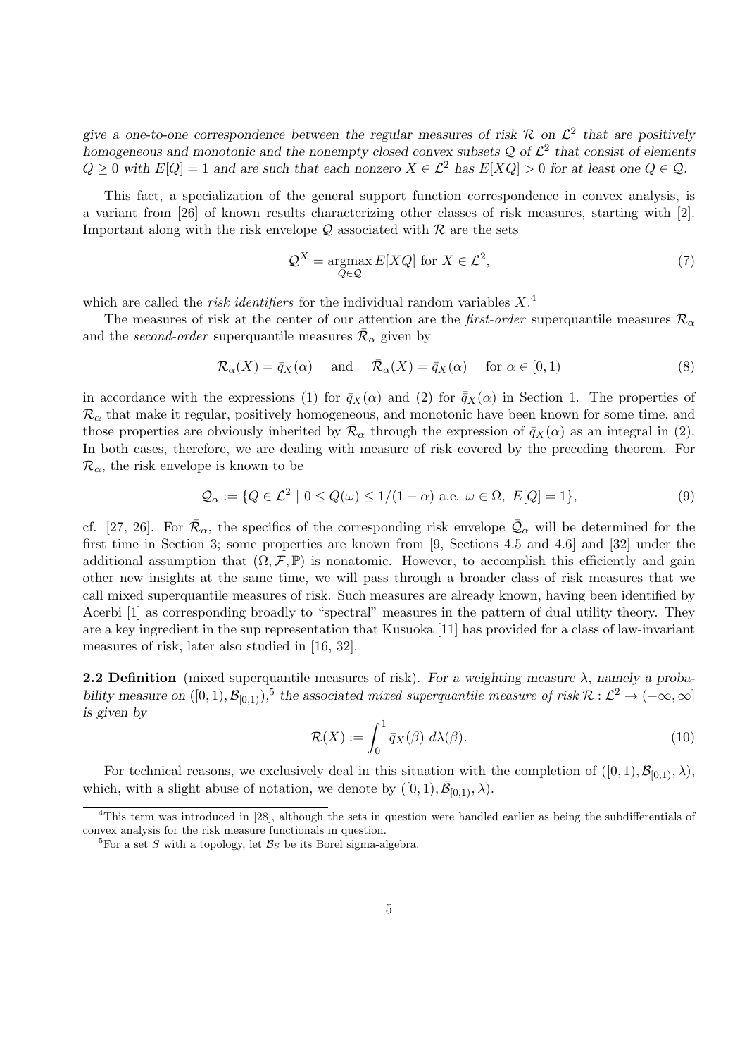*give a one-to-one correspondence between the regular measures of risk $\mathcal{R}$ on $\mathcal{L}^2$ that are positively homogeneous and monotonic and the nonempty closed convex subsets $\mathcal{Q}$ of $\mathcal{L}^2$ that consist of elements $Q \geq 0$ with $E[Q] = 1$ and are such that each nonzero $X \in \mathcal{L}^2$ has $E[XQ] > 0$ for at least one $Q \in \mathcal{Q}$.*

This fact, a specialization of the general support function correspondence in convex analysis, is a variant from [26] of known results characterizing other classes of risk measures, starting with [2]. Important along with the risk envelope $\mathcal{Q}$ associated with $\mathcal{R}$ are the sets

$$\mathcal{Q}^X = \operatorname*{argmax}_{Q \in \mathcal{Q}} E[XQ] \text{ for } X \in \mathcal{L}^2, \tag{7}$$

which are called the *risk identifiers* for the individual random variables $X$.[4]

The measures of risk at the center of our attention are the *first-order* superquantile measures $\mathcal{R}_\alpha$ and the *second-order* superquantile measures $\bar{\mathcal{R}}_\alpha$ given by

$$\mathcal{R}_\alpha(X) = \bar{q}_X(\alpha) \quad \text{and} \quad \bar{\mathcal{R}}_\alpha(X) = \bar{\bar{q}}_X(\alpha) \quad \text{for } \alpha \in [0,1) \tag{8}$$

in accordance with the expressions (1) for $\bar{q}_X(\alpha)$ and (2) for $\bar{\bar{q}}_X(\alpha)$ in Section 1. The properties of $\mathcal{R}_\alpha$ that make it regular, positively homogeneous, and monotonic have been known for some time, and those properties are obviously inherited by $\bar{\mathcal{R}}_\alpha$ through the expression of $\bar{\bar{q}}_X(\alpha)$ as an integral in (2). In both cases, therefore, we are dealing with measure of risk covered by the preceding theorem. For $\mathcal{R}_\alpha$, the risk envelope is known to be

$$\mathcal{Q}_\alpha := \{Q \in \mathcal{L}^2 \mid 0 \leq Q(\omega) \leq 1/(1-\alpha) \text{ a.e. } \omega \in \Omega,\ E[Q] = 1\}, \tag{9}$$

cf. [27, 26]. For $\bar{\mathcal{R}}_\alpha$, the specifics of the corresponding risk envelope $\bar{\mathcal{Q}}_\alpha$ will be determined for the first time in Section 3; some properties are known from [9, Sections 4.5 and 4.6] and [32] under the additional assumption that $(\Omega, \mathcal{F}, \mathbb{P})$ is nonatomic. However, to accomplish this efficiently and gain other new insights at the same time, we will pass through a broader class of risk measures that we call mixed superquantile measures of risk. Such measures are already known, having been identified by Acerbi [1] as corresponding broadly to "spectral" measures in the pattern of dual utility theory. They are a key ingredient in the sup representation that Kusuoka [11] has provided for a class of law-invariant measures of risk, later also studied in [16, 32].

**2.2 Definition** (mixed superquantile measures of risk). *For a weighting measure $\lambda$, namely a probability measure on $([0,1), \mathcal{B}_{[0,1)})$,[5] the associated mixed superquantile measure of risk $\mathcal{R} : \mathcal{L}^2 \to (-\infty, \infty]$ is given by*

$$\mathcal{R}(X) := \int_0^1 \bar{q}_X(\beta)\ d\lambda(\beta). \tag{10}$$

For technical reasons, we exclusively deal in this situation with the completion of $([0,1), \mathcal{B}_{[0,1)}, \lambda)$, which, with a slight abuse of notation, we denote by $([0,1), \bar{\mathcal{B}}_{[0,1)}, \lambda)$.

[4] This term was introduced in [28], although the sets in question were handled earlier as being the subdifferentials of convex analysis for the risk measure functionals in question.

[5] For a set $S$ with a topology, let $\mathcal{B}_S$ be its Borel sigma-algebra.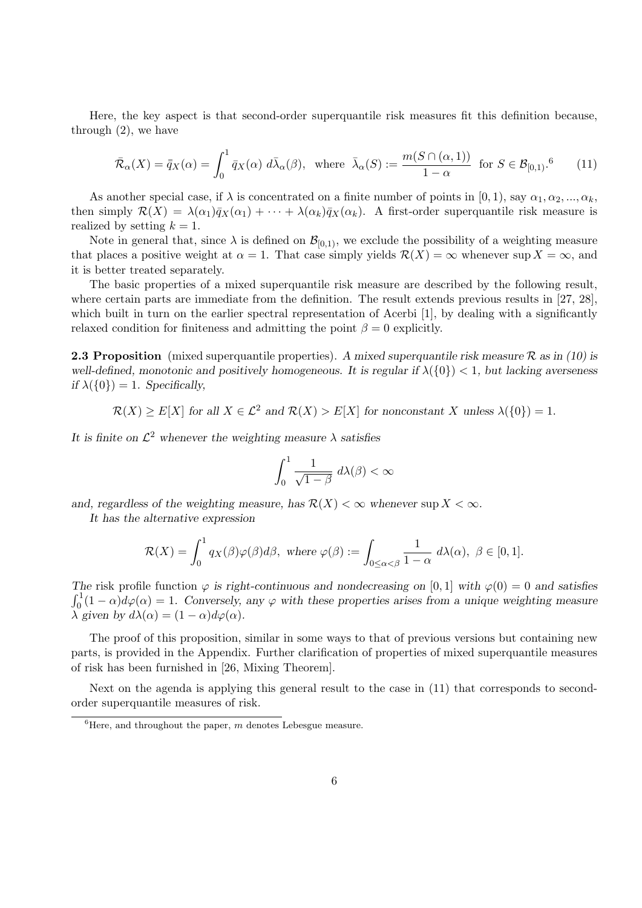Here, the key aspect is that second-order superquantile risk measures fit this definition because, through (2), we have

$$\bar{\mathcal{R}}_\alpha(X) = \bar{\bar{q}}_X(\alpha) = \int_0^1 \bar{q}_X(\alpha)\ d\bar{\lambda}_\alpha(\beta), \text{ where } \bar{\lambda}_\alpha(S) := \frac{m(S \cap (\alpha, 1))}{1-\alpha} \text{ for } S \in \mathcal{B}_{[0,1)}.^6 \qquad (11)$$

As another special case, if $\lambda$ is concentrated on a finite number of points in $[0,1)$, say $\alpha_1, \alpha_2, ..., \alpha_k$, then simply $\mathcal{R}(X) = \lambda(\alpha_1)\bar{q}_X(\alpha_1) + \cdots + \lambda(\alpha_k)\bar{q}_X(\alpha_k)$. A first-order superquantile risk measure is realized by setting $k = 1$.

Note in general that, since $\lambda$ is defined on $\mathcal{B}_{[0,1)}$, we exclude the possibility of a weighting measure that places a positive weight at $\alpha = 1$. That case simply yields $\mathcal{R}(X) = \infty$ whenever $\sup X = \infty$, and it is better treated separately.

The basic properties of a mixed superquantile risk measure are described by the following result, where certain parts are immediate from the definition. The result extends previous results in [27, 28], which built in turn on the earlier spectral representation of Acerbi [1], by dealing with a significantly relaxed condition for finiteness and admitting the point $\beta = 0$ explicitly.

**2.3 Proposition** (mixed superquantile properties). *A mixed superquantile risk measure $\mathcal{R}$ as in (10) is well-defined, monotonic and positively homogeneous. It is regular if $\lambda(\{0\}) < 1$, but lacking averseness if $\lambda(\{0\}) = 1$. Specifically,*

$$\mathcal{R}(X) \geq E[X] \text{ for all } X \in \mathcal{L}^2 \text{ and } \mathcal{R}(X) > E[X] \text{ for nonconstant } X \text{ unless } \lambda(\{0\}) = 1.$$

*It is finite on $\mathcal{L}^2$ whenever the weighting measure $\lambda$ satisfies*

$$\int_0^1 \frac{1}{\sqrt{1-\beta}}\ d\lambda(\beta) < \infty$$

*and, regardless of the weighting measure, has $\mathcal{R}(X) < \infty$ whenever $\sup X < \infty$.*

*It has the alternative expression*

$$\mathcal{R}(X) = \int_0^1 q_X(\beta)\varphi(\beta)d\beta, \text{ where } \varphi(\beta) := \int_{0 \leq \alpha < \beta} \frac{1}{1-\alpha}\ d\lambda(\alpha),\ \beta \in [0,1].$$

*The risk profile function $\varphi$ is right-continuous and nondecreasing on $[0,1]$ with $\varphi(0) = 0$ and satisfies $\int_0^1 (1-\alpha)d\varphi(\alpha) = 1$. Conversely, any $\varphi$ with these properties arises from a unique weighting measure $\lambda$ given by $d\lambda(\alpha) = (1-\alpha)d\varphi(\alpha)$.*

The proof of this proposition, similar in some ways to that of previous versions but containing new parts, is provided in the Appendix. Further clarification of properties of mixed superquantile measures of risk has been furnished in [26, Mixing Theorem].

Next on the agenda is applying this general result to the case in (11) that corresponds to second-order superquantile measures of risk.

---

[6] Here, and throughout the paper, $m$ denotes Lebesgue measure.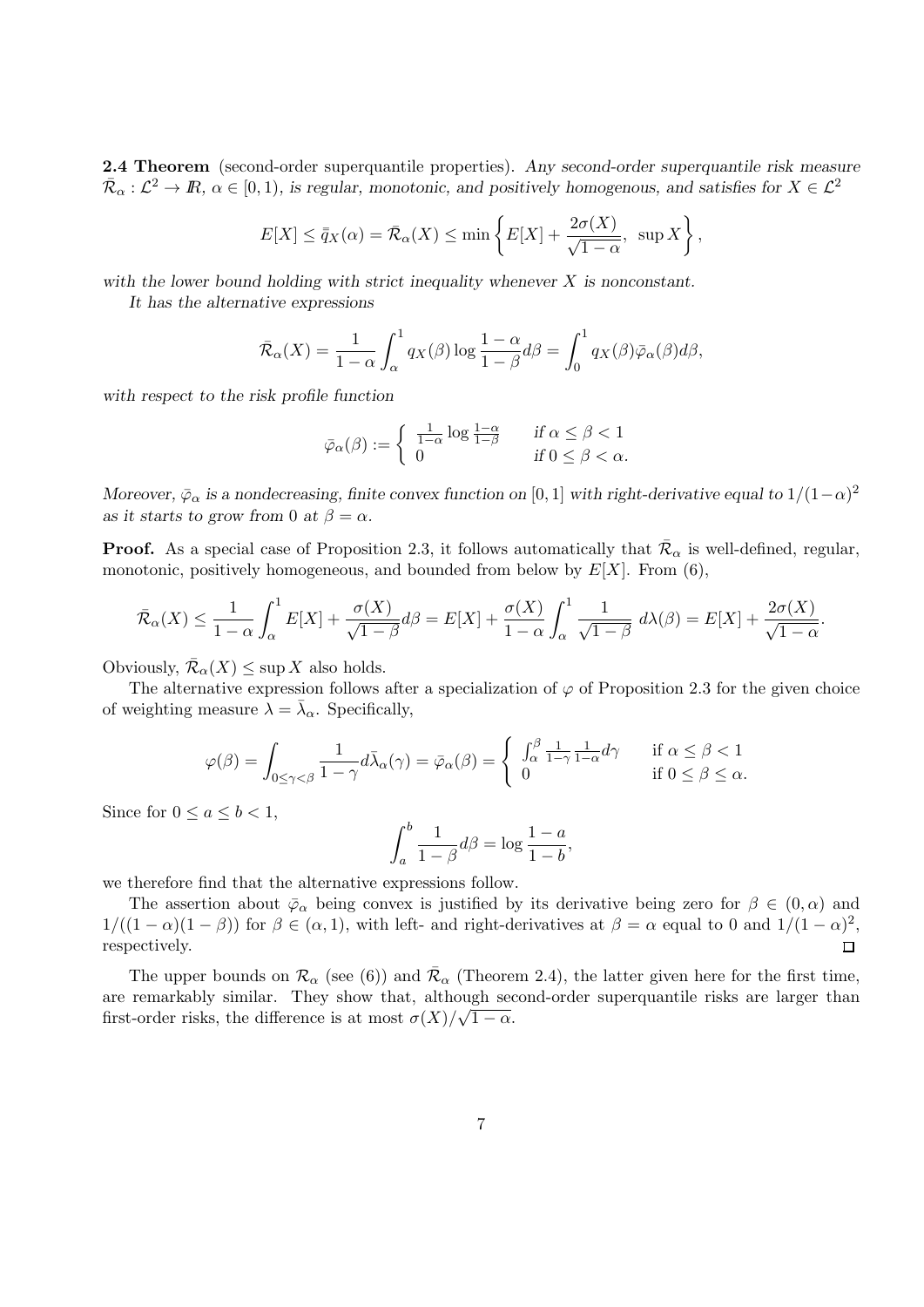**2.4 Theorem** (second-order superquantile properties). *Any second-order superquantile risk measure $\bar{\bar{\mathcal{R}}}_\alpha : \mathcal{L}^2 \to I\!R$, $\alpha \in [0,1)$, is regular, monotonic, and positively homogenous, and satisfies for $X \in \mathcal{L}^2$*

$$E[X] \leq \bar{\bar{q}}_X(\alpha) = \bar{\bar{\mathcal{R}}}_\alpha(X) \leq \min\left\{ E[X] + \frac{2\sigma(X)}{\sqrt{1-\alpha}},\ \sup X \right\},$$

*with the lower bound holding with strict inequality whenever $X$ is nonconstant.*

*It has the alternative expressions*

$$\bar{\bar{\mathcal{R}}}_\alpha(X) = \frac{1}{1-\alpha} \int_\alpha^1 q_X(\beta) \log \frac{1-\alpha}{1-\beta} d\beta = \int_0^1 q_X(\beta) \bar{\bar{\varphi}}_\alpha(\beta) d\beta,$$

*with respect to the risk profile function*

$$\bar{\bar{\varphi}}_\alpha(\beta) := \begin{cases} \frac{1}{1-\alpha} \log \frac{1-\alpha}{1-\beta} & \text{if } \alpha \leq \beta < 1 \\ 0 & \text{if } 0 \leq \beta < \alpha. \end{cases}$$

*Moreover, $\bar{\bar{\varphi}}_\alpha$ is a nondecreasing, finite convex function on $[0,1]$ with right-derivative equal to $1/(1-\alpha)^2$ as it starts to grow from 0 at $\beta = \alpha$.*

**Proof.** As a special case of Proposition 2.3, it follows automatically that $\bar{\bar{\mathcal{R}}}_\alpha$ is well-defined, regular, monotonic, positively homogeneous, and bounded from below by $E[X]$. From (6),

$$\bar{\bar{\mathcal{R}}}_\alpha(X) \leq \frac{1}{1-\alpha} \int_\alpha^1 E[X] + \frac{\sigma(X)}{\sqrt{1-\beta}} d\beta = E[X] + \frac{\sigma(X)}{1-\alpha} \int_\alpha^1 \frac{1}{\sqrt{1-\beta}}\ d\lambda(\beta) = E[X] + \frac{2\sigma(X)}{\sqrt{1-\alpha}}.$$

Obviously, $\bar{\bar{\mathcal{R}}}_\alpha(X) \leq \sup X$ also holds.

The alternative expression follows after a specialization of $\varphi$ of Proposition 2.3 for the given choice of weighting measure $\lambda = \bar{\lambda}_\alpha$. Specifically,

$$\varphi(\beta) = \int_{0 \leq \gamma < \beta} \frac{1}{1-\gamma} d\bar{\lambda}_\alpha(\gamma) = \bar{\bar{\varphi}}_\alpha(\beta) = \begin{cases} \int_\alpha^\beta \frac{1}{1-\gamma} \frac{1}{1-\alpha} d\gamma & \text{if } \alpha \leq \beta < 1 \\ 0 & \text{if } 0 \leq \beta \leq \alpha. \end{cases}$$

Since for $0 \leq a \leq b < 1$,

$$\int_a^b \frac{1}{1-\beta} d\beta = \log \frac{1-a}{1-b},$$

we therefore find that the alternative expressions follow.

The assertion about $\bar{\bar{\varphi}}_\alpha$ being convex is justified by its derivative being zero for $\beta \in (0,\alpha)$ and $1/((1-\alpha)(1-\beta))$ for $\beta \in (\alpha, 1)$, with left- and right-derivatives at $\beta = \alpha$ equal to 0 and $1/(1-\alpha)^2$, respectively. $\square$

The upper bounds on $\bar{\mathcal{R}}_\alpha$ (see (6)) and $\bar{\bar{\mathcal{R}}}_\alpha$ (Theorem 2.4), the latter given here for the first time, are remarkably similar. They show that, although second-order superquantile risks are larger than first-order risks, the difference is at most $\sigma(X)/\sqrt{1-\alpha}$.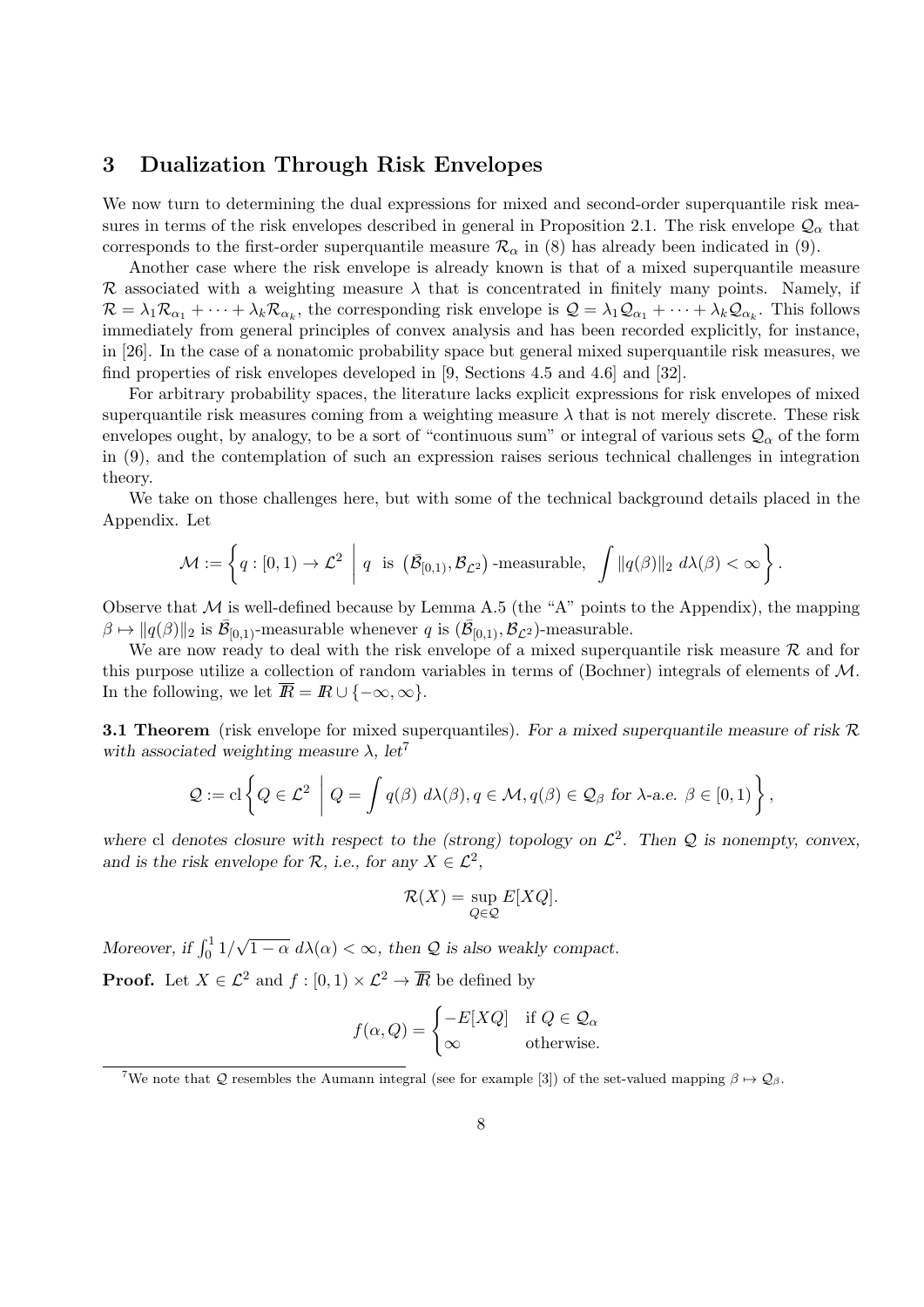## 3 Dualization Through Risk Envelopes

We now turn to determining the dual expressions for mixed and second-order superquantile risk measures in terms of the risk envelopes described in general in Proposition 2.1. The risk envelope $\mathcal{Q}_\alpha$ that corresponds to the first-order superquantile measure $\mathcal{R}_\alpha$ in (8) has already been indicated in (9).

Another case where the risk envelope is already known is that of a mixed superquantile measure $\mathcal{R}$ associated with a weighting measure $\lambda$ that is concentrated in finitely many points. Namely, if $\mathcal{R} = \lambda_1 \mathcal{R}_{\alpha_1} + \cdots + \lambda_k \mathcal{R}_{\alpha_k}$, the corresponding risk envelope is $\mathcal{Q} = \lambda_1 \mathcal{Q}_{\alpha_1} + \cdots + \lambda_k \mathcal{Q}_{\alpha_k}$. This follows immediately from general principles of convex analysis and has been recorded explicitly, for instance, in [26]. In the case of a nonatomic probability space but general mixed superquantile risk measures, we find properties of risk envelopes developed in [9, Sections 4.5 and 4.6] and [32].

For arbitrary probability spaces, the literature lacks explicit expressions for risk envelopes of mixed superquantile risk measures coming from a weighting measure $\lambda$ that is not merely discrete. These risk envelopes ought, by analogy, to be a sort of "continuous sum" or integral of various sets $\mathcal{Q}_\alpha$ of the form in (9), and the contemplation of such an expression raises serious technical challenges in integration theory.

We take on those challenges here, but with some of the technical background details placed in the Appendix. Let

$$\mathcal{M} := \left\{ q : [0,1) \to \mathcal{L}^2 \;\middle|\; q \text{ is } \left(\bar{\mathcal{B}}_{[0,1)}, \mathcal{B}_{\mathcal{L}^2}\right)\text{-measurable}, \; \int \|q(\beta)\|_2 \; d\lambda(\beta) < \infty \right\}.$$

Observe that $\mathcal{M}$ is well-defined because by Lemma A.5 (the "A" points to the Appendix), the mapping $\beta \mapsto \|q(\beta)\|_2$ is $\bar{\mathcal{B}}_{[0,1)}$-measurable whenever $q$ is $(\bar{\mathcal{B}}_{[0,1)}, \mathcal{B}_{\mathcal{L}^2})$-measurable.

We are now ready to deal with the risk envelope of a mixed superquantile risk measure $\mathcal{R}$ and for this purpose utilize a collection of random variables in terms of (Bochner) integrals of elements of $\mathcal{M}$. In the following, we let $\overline{I\!R} = I\!R \cup \{-\infty, \infty\}$.

**3.1 Theorem** (risk envelope for mixed superquantiles). *For a mixed superquantile measure of risk $\mathcal{R}$ with associated weighting measure $\lambda$, let*[7]

$$\mathcal{Q} := \mathrm{cl} \left\{ Q \in \mathcal{L}^2 \;\middle|\; Q = \int q(\beta) \; d\lambda(\beta), q \in \mathcal{M}, q(\beta) \in \mathcal{Q}_\beta \text{ for } \lambda\text{-a.e. } \beta \in [0,1) \right\},$$

*where* cl *denotes closure with respect to the (strong) topology on $\mathcal{L}^2$. Then $\mathcal{Q}$ is nonempty, convex, and is the risk envelope for $\mathcal{R}$, i.e., for any $X \in \mathcal{L}^2$,*

$$\mathcal{R}(X) = \sup_{Q \in \mathcal{Q}} E[XQ].$$

*Moreover, if $\int_0^1 1/\sqrt{1-\alpha} \; d\lambda(\alpha) < \infty$, then $\mathcal{Q}$ is also weakly compact.*

**Proof.** Let $X \in \mathcal{L}^2$ and $f : [0,1) \times \mathcal{L}^2 \to \overline{I\!R}$ be defined by

$$f(\alpha, Q) = \begin{cases} -E[XQ] & \text{if } Q \in \mathcal{Q}_\alpha \\ \infty & \text{otherwise.} \end{cases}$$

[7] We note that $\mathcal{Q}$ resembles the Aumann integral (see for example [3]) of the set-valued mapping $\beta \mapsto \mathcal{Q}_\beta$.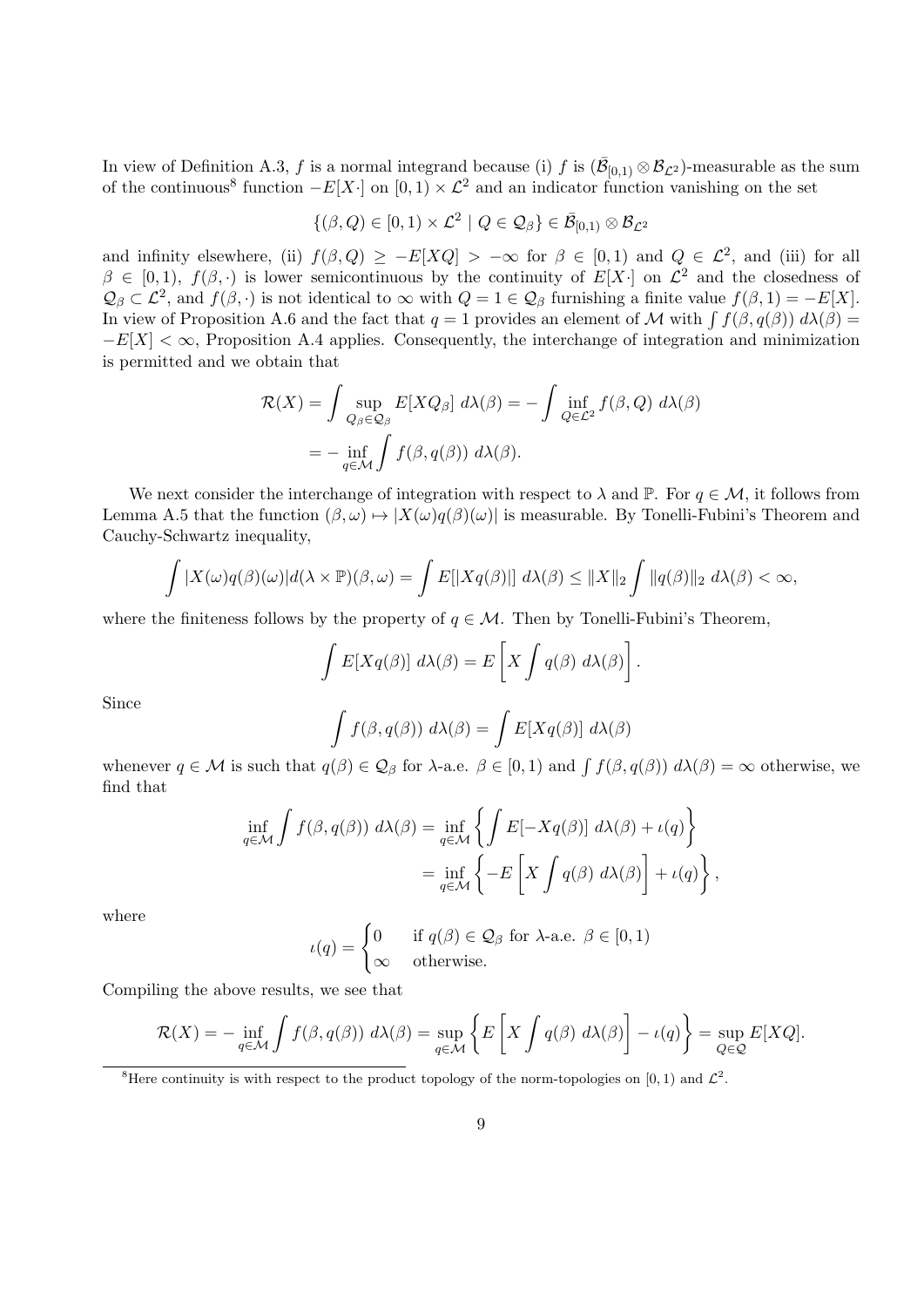In view of Definition A.3, $f$ is a normal integrand because (i) $f$ is $(\bar{\mathcal{B}}_{[0,1)} \otimes \mathcal{B}_{\mathcal{L}^2})$-measurable as the sum of the continuous[8] function $-E[X\cdot]$ on $[0,1) \times \mathcal{L}^2$ and an indicator function vanishing on the set

$$\{(\beta, Q) \in [0,1) \times \mathcal{L}^2 \mid Q \in \mathcal{Q}_\beta\} \in \bar{\mathcal{B}}_{[0,1)} \otimes \mathcal{B}_{\mathcal{L}^2}$$

and infinity elsewhere, (ii) $f(\beta, Q) \geq -E[XQ] > -\infty$ for $\beta \in [0,1)$ and $Q \in \mathcal{L}^2$, and (iii) for all $\beta \in [0,1)$, $f(\beta, \cdot)$ is lower semicontinuous by the continuity of $E[X\cdot]$ on $\mathcal{L}^2$ and the closedness of $\mathcal{Q}_\beta \subset \mathcal{L}^2$, and $f(\beta, \cdot)$ is not identical to $\infty$ with $Q = 1 \in \mathcal{Q}_\beta$ furnishing a finite value $f(\beta, 1) = -E[X]$. In view of Proposition A.6 and the fact that $q = 1$ provides an element of $\mathcal{M}$ with $\int f(\beta, q(\beta))\, d\lambda(\beta) = -E[X] < \infty$, Proposition A.4 applies. Consequently, the interchange of integration and minimization is permitted and we obtain that

$$\begin{aligned}
\mathcal{R}(X) &= \int \sup_{Q_\beta \in \mathcal{Q}_\beta} E[XQ_\beta]\ d\lambda(\beta) = -\int \inf_{Q \in \mathcal{L}^2} f(\beta, Q)\ d\lambda(\beta) \\
&= -\inf_{q \in \mathcal{M}} \int f(\beta, q(\beta))\ d\lambda(\beta).
\end{aligned}$$

We next consider the interchange of integration with respect to $\lambda$ and $\mathbb{P}$. For $q \in \mathcal{M}$, it follows from Lemma A.5 that the function $(\beta, \omega) \mapsto |X(\omega) q(\beta)(\omega)|$ is measurable. By Tonelli-Fubini's Theorem and Cauchy-Schwartz inequality,

$$\int |X(\omega) q(\beta)(\omega)| d(\lambda \times \mathbb{P})(\beta, \omega) = \int E[|Xq(\beta)|]\ d\lambda(\beta) \leq \|X\|_2 \int \|q(\beta)\|_2\ d\lambda(\beta) < \infty,$$

where the finiteness follows by the property of $q \in \mathcal{M}$. Then by Tonelli-Fubini's Theorem,

$$\int E[Xq(\beta)]\ d\lambda(\beta) = E\left[X \int q(\beta)\ d\lambda(\beta)\right].$$

Since

$$\int f(\beta, q(\beta))\ d\lambda(\beta) = \int E[Xq(\beta)]\ d\lambda(\beta)$$

whenever $q \in \mathcal{M}$ is such that $q(\beta) \in \mathcal{Q}_\beta$ for $\lambda$-a.e. $\beta \in [0,1)$ and $\int f(\beta, q(\beta))\ d\lambda(\beta) = \infty$ otherwise, we find that

$$\begin{aligned}
\inf_{q \in \mathcal{M}} \int f(\beta, q(\beta))\ d\lambda(\beta) &= \inf_{q \in \mathcal{M}} \left\{ \int E[-Xq(\beta)]\ d\lambda(\beta) + \iota(q) \right\} \\
&= \inf_{q \in \mathcal{M}} \left\{ -E\left[X \int q(\beta)\ d\lambda(\beta)\right] + \iota(q) \right\},
\end{aligned}$$

where

$$\iota(q) = \begin{cases} 0 & \text{if } q(\beta) \in \mathcal{Q}_\beta \text{ for } \lambda\text{-a.e. } \beta \in [0,1) \\ \infty & \text{otherwise.} \end{cases}$$

Compiling the above results, we see that

$$\mathcal{R}(X) = -\inf_{q \in \mathcal{M}} \int f(\beta, q(\beta))\ d\lambda(\beta) = \sup_{q \in \mathcal{M}} \left\{ E\left[X \int q(\beta)\ d\lambda(\beta)\right] - \iota(q) \right\} = \sup_{Q \in \mathcal{Q}} E[XQ].$$

[8] Here continuity is with respect to the product topology of the norm-topologies on $[0,1)$ and $\mathcal{L}^2$.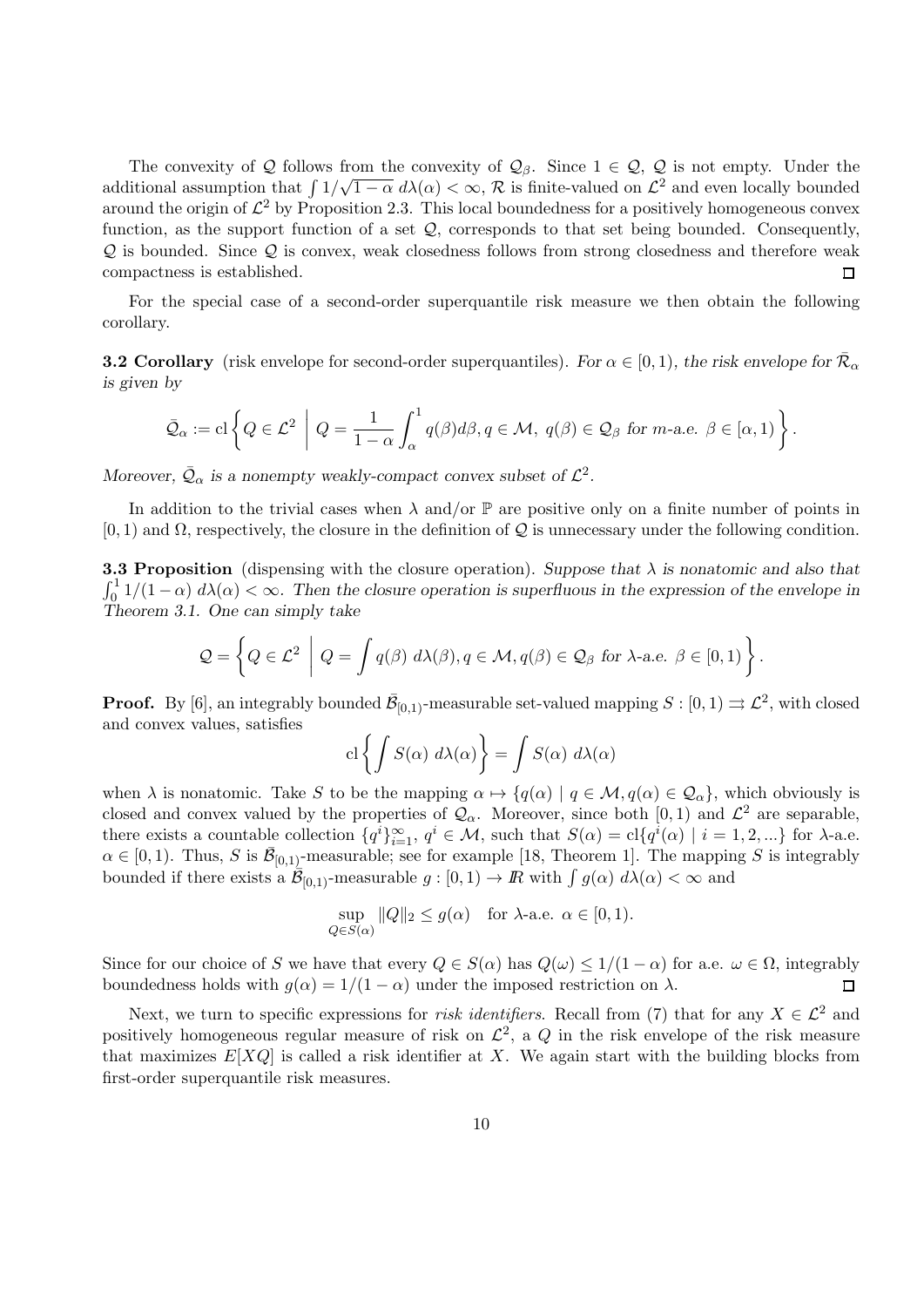The convexity of $\mathcal{Q}$ follows from the convexity of $\mathcal{Q}_\beta$. Since $1 \in \mathcal{Q}$, $\mathcal{Q}$ is not empty. Under the additional assumption that $\int 1/\sqrt{1-\alpha}\, d\lambda(\alpha) < \infty$, $\mathcal{R}$ is finite-valued on $\mathcal{L}^2$ and even locally bounded around the origin of $\mathcal{L}^2$ by Proposition 2.3. This local boundedness for a positively homogeneous convex function, as the support function of a set $\mathcal{Q}$, corresponds to that set being bounded. Consequently, $\mathcal{Q}$ is bounded. Since $\mathcal{Q}$ is convex, weak closedness follows from strong closedness and therefore weak compactness is established. $\square$

For the special case of a second-order superquantile risk measure we then obtain the following corollary.

**3.2 Corollary** (risk envelope for second-order superquantiles). *For $\alpha \in [0,1)$, the risk envelope for $\bar{\mathcal{R}}_\alpha$ is given by*

$$\bar{\mathcal{Q}}_\alpha := \mathrm{cl}\left\{ Q \in \mathcal{L}^2 \;\middle|\; Q = \frac{1}{1-\alpha}\int_\alpha^1 q(\beta) d\beta, q \in \mathcal{M},\ q(\beta) \in \mathcal{Q}_\beta \text{ for } m\text{-a.e. } \beta \in [\alpha, 1) \right\}.$$

*Moreover, $\bar{\mathcal{Q}}_\alpha$ is a nonempty weakly-compact convex subset of $\mathcal{L}^2$.*

In addition to the trivial cases when $\lambda$ and/or $\mathbb{P}$ are positive only on a finite number of points in $[0,1)$ and $\Omega$, respectively, the closure in the definition of $\mathcal{Q}$ is unnecessary under the following condition.

**3.3 Proposition** (dispensing with the closure operation). *Suppose that $\lambda$ is nonatomic and also that $\int_0^1 1/(1-\alpha)\, d\lambda(\alpha) < \infty$. Then the closure operation is superfluous in the expression of the envelope in Theorem 3.1. One can simply take*

$$\mathcal{Q} = \left\{ Q \in \mathcal{L}^2 \;\middle|\; Q = \int q(\beta)\, d\lambda(\beta), q \in \mathcal{M}, q(\beta) \in \mathcal{Q}_\beta \text{ for } \lambda\text{-a.e. } \beta \in [0,1) \right\}.$$

**Proof.** By [6], an integrably bounded $\bar{\mathcal{B}}_{[0,1)}$-measurable set-valued mapping $S : [0,1) \rightrightarrows \mathcal{L}^2$, with closed and convex values, satisfies

$$\mathrm{cl}\left\{ \int S(\alpha)\, d\lambda(\alpha) \right\} = \int S(\alpha)\, d\lambda(\alpha)$$

when $\lambda$ is nonatomic. Take $S$ to be the mapping $\alpha \mapsto \{q(\alpha) \mid q \in \mathcal{M}, q(\alpha) \in \mathcal{Q}_\alpha\}$, which obviously is closed and convex valued by the properties of $\mathcal{Q}_\alpha$. Moreover, since both $[0,1)$ and $\mathcal{L}^2$ are separable, there exists a countable collection $\{q^i\}_{i=1}^\infty$, $q^i \in \mathcal{M}$, such that $S(\alpha) = \mathrm{cl}\{q^i(\alpha) \mid i = 1, 2, ...\}$ for $\lambda$-a.e. $\alpha \in [0,1)$. Thus, $S$ is $\bar{\mathcal{B}}_{[0,1)}$-measurable; see for example [18, Theorem 1]. The mapping $S$ is integrably bounded if there exists a $\bar{\mathcal{B}}_{[0,1)}$-measurable $g : [0,1) \to I\!R$ with $\int g(\alpha)\, d\lambda(\alpha) < \infty$ and

$$\sup_{Q \in S(\alpha)} \|Q\|_2 \leq g(\alpha) \quad \text{for } \lambda\text{-a.e. } \alpha \in [0,1).$$

Since for our choice of $S$ we have that every $Q \in S(\alpha)$ has $Q(\omega) \leq 1/(1-\alpha)$ for a.e. $\omega \in \Omega$, integrably boundedness holds with $g(\alpha) = 1/(1-\alpha)$ under the imposed restriction on $\lambda$. $\square$

Next, we turn to specific expressions for *risk identifiers*. Recall from (7) that for any $X \in \mathcal{L}^2$ and positively homogeneous regular measure of risk on $\mathcal{L}^2$, a $Q$ in the risk envelope of the risk measure that maximizes $E[XQ]$ is called a risk identifier at $X$. We again start with the building blocks from first-order superquantile risk measures.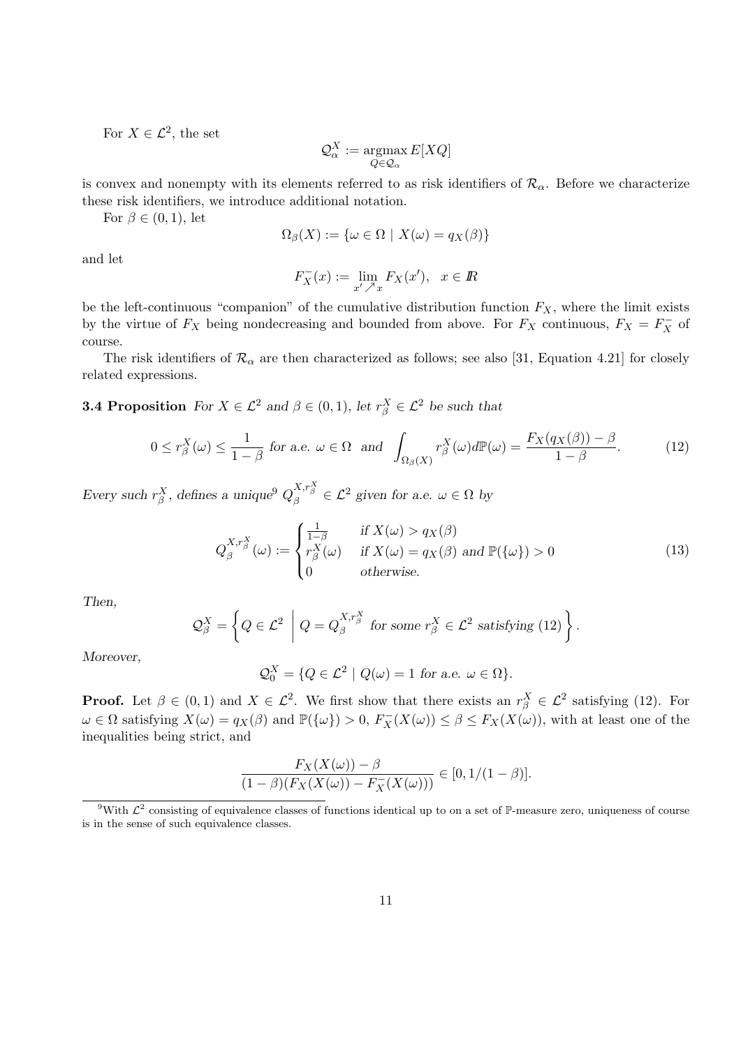For $X \in \mathcal{L}^2$, the set

$$\mathcal{Q}_\alpha^X := \operatorname*{argmax}_{Q \in \mathcal{Q}_\alpha} E[XQ]$$

is convex and nonempty with its elements referred to as risk identifiers of $\mathcal{R}_\alpha$. Before we characterize these risk identifiers, we introduce additional notation.

For $\beta \in (0,1)$, let

$$\Omega_\beta(X) := \{\omega \in \Omega \mid X(\omega) = q_X(\beta)\}$$

and let

$$F_X^-(x) := \lim_{x' \nearrow x} F_X(x'), \quad x \in I\!R$$

be the left-continuous "companion" of the cumulative distribution function $F_X$, where the limit exists by the virtue of $F_X$ being nondecreasing and bounded from above. For $F_X$ continuous, $F_X = F_X^-$ of course.

The risk identifiers of $\mathcal{R}_\alpha$ are then characterized as follows; see also [31, Equation 4.21] for closely related expressions.

**3.4 Proposition** *For $X \in \mathcal{L}^2$ and $\beta \in (0,1)$, let $r_\beta^X \in \mathcal{L}^2$ be such that*

$$0 \le r_\beta^X(\omega) \le \frac{1}{1-\beta} \text{ for a.e. } \omega \in \Omega \quad \text{and} \quad \int_{\Omega_\beta(X)} r_\beta^X(\omega) d\mathbb{P}(\omega) = \frac{F_X(q_X(\beta)) - \beta}{1-\beta}. \tag{12}$$

*Every such $r_\beta^X$, defines a unique[9] $Q_\beta^{X,r_\beta^X} \in \mathcal{L}^2$ given for a.e. $\omega \in \Omega$ by*

$$Q_\beta^{X,r_\beta^X}(\omega) := \begin{cases} \frac{1}{1-\beta} & \text{if } X(\omega) > q_X(\beta) \\ r_\beta^X(\omega) & \text{if } X(\omega) = q_X(\beta) \text{ and } \mathbb{P}(\{\omega\}) > 0 \\ 0 & \text{otherwise.} \end{cases} \tag{13}$$

*Then,*

$$\mathcal{Q}_\beta^X = \left\{ Q \in \mathcal{L}^2 \;\middle|\; Q = Q_\beta^{X,r_\beta^X} \text{ for some } r_\beta^X \in \mathcal{L}^2 \text{ satisfying (12)} \right\}.$$

*Moreover,*

$$\mathcal{Q}_0^X = \{Q \in \mathcal{L}^2 \mid Q(\omega) = 1 \text{ for a.e. } \omega \in \Omega\}.$$

**Proof.** Let $\beta \in (0,1)$ and $X \in \mathcal{L}^2$. We first show that there exists an $r_\beta^X \in \mathcal{L}^2$ satisfying (12). For $\omega \in \Omega$ satisfying $X(\omega) = q_X(\beta)$ and $\mathbb{P}(\{\omega\}) > 0$, $F_X^-(X(\omega)) \le \beta \le F_X(X(\omega))$, with at least one of the inequalities being strict, and

$$\frac{F_X(X(\omega)) - \beta}{(1-\beta)(F_X(X(\omega)) - F_X^-(X(\omega)))} \in [0, 1/(1-\beta)].$$

[9] With $\mathcal{L}^2$ consisting of equivalence classes of functions identical up to on a set of $\mathbb{P}$-measure zero, uniqueness of course is in the sense of such equivalence classes.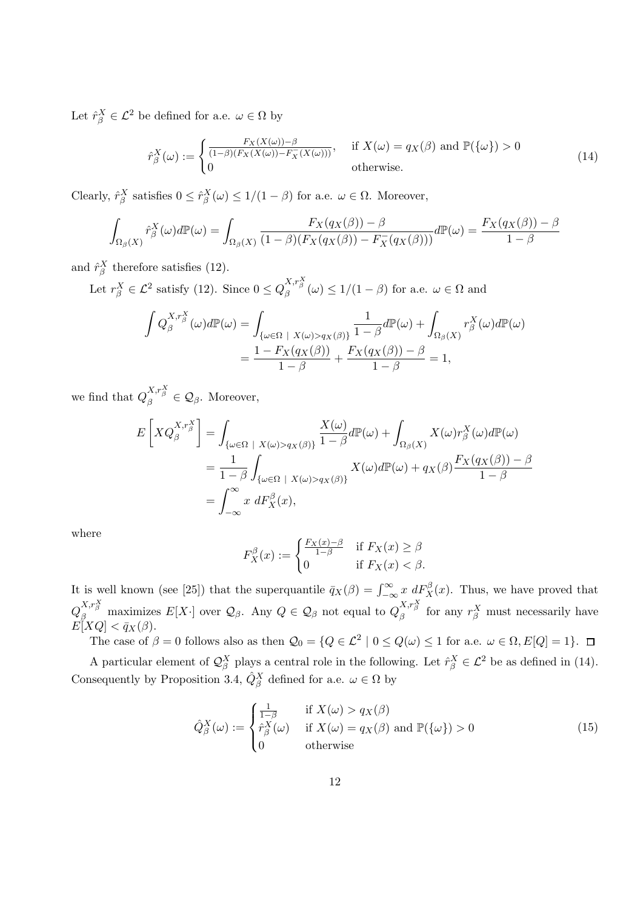Let $\hat{r}_\beta^X \in \mathcal{L}^2$ be defined for a.e. $\omega \in \Omega$ by

$$
\hat{r}_\beta^X(\omega) := \begin{cases} \frac{F_X(X(\omega)) - \beta}{(1-\beta)(F_X(X(\omega)) - F_X^-(X(\omega)))}, & \text{if } X(\omega) = q_X(\beta) \text{ and } \mathbb{P}(\{\omega\}) > 0 \\ 0 & \text{otherwise.} \end{cases} \tag{14}
$$

Clearly, $\hat{r}_\beta^X$ satisfies $0 \leq \hat{r}_\beta^X(\omega) \leq 1/(1-\beta)$ for a.e. $\omega \in \Omega$. Moreover,

$$
\int_{\Omega_\beta(X)} \hat{r}_\beta^X(\omega) d\mathbb{P}(\omega) = \int_{\Omega_\beta(X)} \frac{F_X(q_X(\beta)) - \beta}{(1-\beta)(F_X(q_X(\beta)) - F_X^-(q_X(\beta)))} d\mathbb{P}(\omega) = \frac{F_X(q_X(\beta)) - \beta}{1-\beta}
$$

and $\hat{r}_\beta^X$ therefore satisfies (12).

Let $r_\beta^X \in \mathcal{L}^2$ satisfy (12). Since $0 \leq Q_\beta^{X, r_\beta^X}(\omega) \leq 1/(1-\beta)$ for a.e. $\omega \in \Omega$ and

$$
\begin{aligned}
\int Q_\beta^{X, r_\beta^X}(\omega) d\mathbb{P}(\omega) &= \int_{\{\omega \in \Omega \mid X(\omega) > q_X(\beta)\}} \frac{1}{1-\beta} d\mathbb{P}(\omega) + \int_{\Omega_\beta(X)} r_\beta^X(\omega) d\mathbb{P}(\omega) \\
&= \frac{1 - F_X(q_X(\beta))}{1-\beta} + \frac{F_X(q_X(\beta)) - \beta}{1-\beta} = 1,
\end{aligned}
$$

we find that $Q_\beta^{X, r_\beta^X} \in \mathcal{Q}_\beta$. Moreover,

$$
\begin{aligned}
E\left[X Q_\beta^{X, r_\beta^X}\right] &= \int_{\{\omega \in \Omega \mid X(\omega) > q_X(\beta)\}} \frac{X(\omega)}{1-\beta} d\mathbb{P}(\omega) + \int_{\Omega_\beta(X)} X(\omega) r_\beta^X(\omega) d\mathbb{P}(\omega) \\
&= \frac{1}{1-\beta} \int_{\{\omega \in \Omega \mid X(\omega) > q_X(\beta)\}} X(\omega) d\mathbb{P}(\omega) + q_X(\beta) \frac{F_X(q_X(\beta)) - \beta}{1-\beta} \\
&= \int_{-\infty}^{\infty} x \; dF_X^\beta(x),
\end{aligned}
$$

where

$$
F_X^\beta(x) := \begin{cases} \frac{F_X(x) - \beta}{1-\beta} & \text{if } F_X(x) \geq \beta \\ 0 & \text{if } F_X(x) < \beta. \end{cases}
$$

It is well known (see [25]) that the superquantile $\bar{q}_X(\beta) = \int_{-\infty}^{\infty} x \; dF_X^\beta(x)$. Thus, we have proved that $Q_\beta^{X, r_\beta^X}$ maximizes $E[X \cdot]$ over $\mathcal{Q}_\beta$. Any $Q \in \mathcal{Q}_\beta$ not equal to $Q_\beta^{X, r_\beta^X}$ for any $r_\beta^X$ must necessarily have $E[XQ] < \bar{q}_X(\beta)$.

The case of $\beta = 0$ follows also as then $\mathcal{Q}_0 = \{Q \in \mathcal{L}^2 \mid 0 \leq Q(\omega) \leq 1 \text{ for a.e. } \omega \in \Omega, E[Q] = 1\}$. $\square$

A particular element of $\mathcal{Q}_\beta^X$ plays a central role in the following. Let $\hat{r}_\beta^X \in \mathcal{L}^2$ be as defined in (14). Consequently by Proposition 3.4, $\hat{Q}_\beta^X$ defined for a.e. $\omega \in \Omega$ by

$$
\hat{Q}_\beta^X(\omega) := \begin{cases} \frac{1}{1-\beta} & \text{if } X(\omega) > q_X(\beta) \\ \hat{r}_\beta^X(\omega) & \text{if } X(\omega) = q_X(\beta) \text{ and } \mathbb{P}(\{\omega\}) > 0 \\ 0 & \text{otherwise} \end{cases} \tag{15}
$$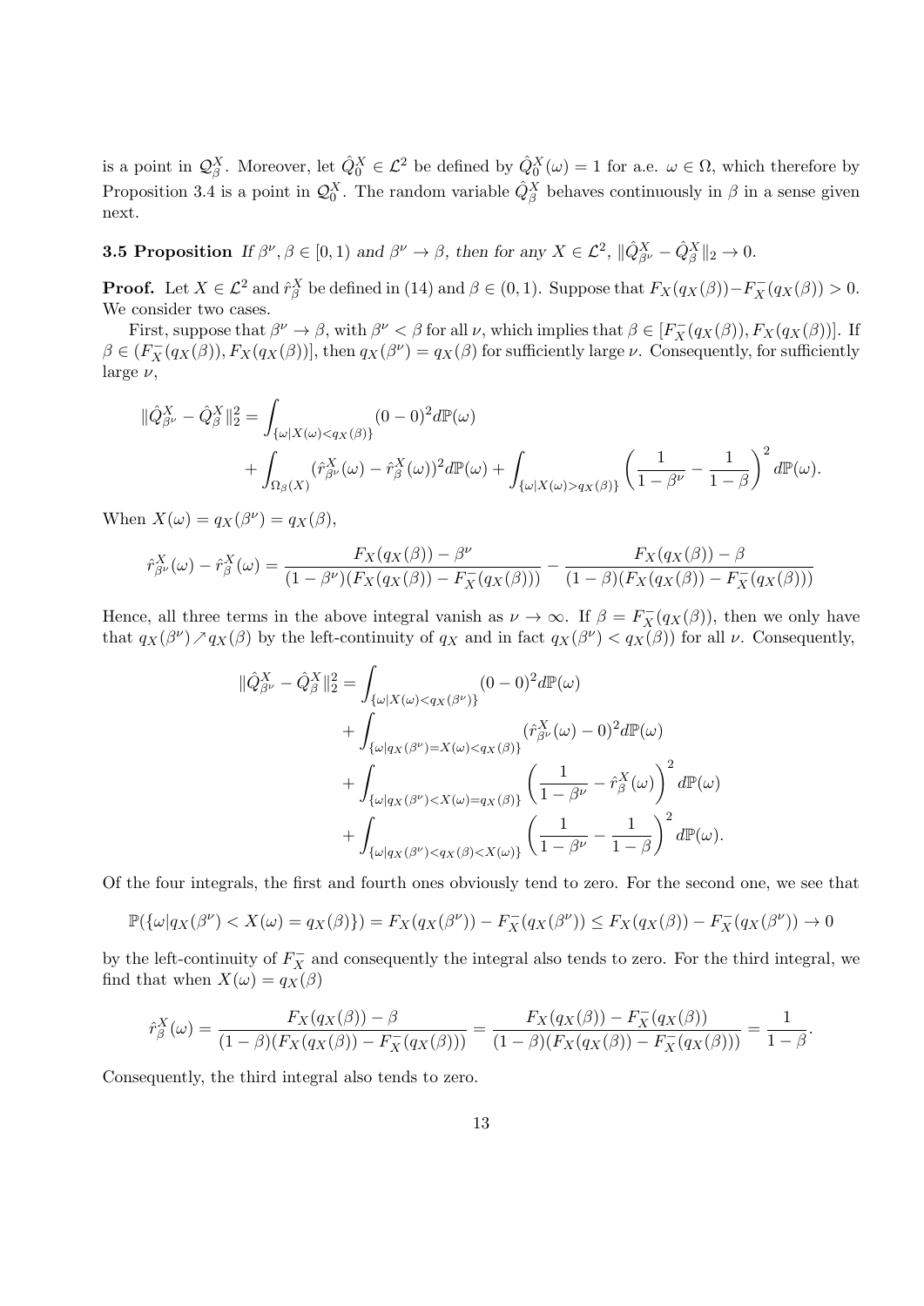is a point in $\mathcal{Q}_\beta^X$. Moreover, let $\hat{Q}_0^X \in \mathcal{L}^2$ be defined by $\hat{Q}_0^X(\omega) = 1$ for a.e. $\omega \in \Omega$, which therefore by Proposition 3.4 is a point in $\mathcal{Q}_0^X$. The random variable $\hat{Q}_\beta^X$ behaves continuously in $\beta$ in a sense given next.

**3.5 Proposition** *If $\beta^\nu, \beta \in [0,1)$ and $\beta^\nu \to \beta$, then for any $X \in \mathcal{L}^2$, $\|\hat{Q}_{\beta^\nu}^X - \hat{Q}_\beta^X\|_2 \to 0$.*

**Proof.** Let $X \in \mathcal{L}^2$ and $\hat{r}_\beta^X$ be defined in (14) and $\beta \in (0,1)$. Suppose that $F_X(q_X(\beta)) - F_X^-(q_X(\beta)) > 0$. We consider two cases.

First, suppose that $\beta^\nu \to \beta$, with $\beta^\nu < \beta$ for all $\nu$, which implies that $\beta \in [F_X^-(q_X(\beta)), F_X(q_X(\beta))]$. If $\beta \in (F_X^-(q_X(\beta)), F_X(q_X(\beta))]$, then $q_X(\beta^\nu) = q_X(\beta)$ for sufficiently large $\nu$. Consequently, for sufficiently large $\nu$,

$$\begin{aligned}
\|\hat{Q}_{\beta^\nu}^X - \hat{Q}_\beta^X\|_2^2 = &\int_{\{\omega | X(\omega) < q_X(\beta)\}} (0-0)^2 d\mathbb{P}(\omega) \\
&+ \int_{\Omega_\beta(X)} (\hat{r}_{\beta^\nu}^X(\omega) - \hat{r}_\beta^X(\omega))^2 d\mathbb{P}(\omega) + \int_{\{\omega | X(\omega) > q_X(\beta)\}} \left(\frac{1}{1-\beta^\nu} - \frac{1}{1-\beta}\right)^2 d\mathbb{P}(\omega).
\end{aligned}$$

When $X(\omega) = q_X(\beta^\nu) = q_X(\beta)$,

$$\hat{r}_{\beta^\nu}^X(\omega) - \hat{r}_\beta^X(\omega) = \frac{F_X(q_X(\beta)) - \beta^\nu}{(1-\beta^\nu)(F_X(q_X(\beta)) - F_X^-(q_X(\beta)))} - \frac{F_X(q_X(\beta)) - \beta}{(1-\beta)(F_X(q_X(\beta)) - F_X^-(q_X(\beta)))}$$

Hence, all three terms in the above integral vanish as $\nu \to \infty$. If $\beta = F_X^-(q_X(\beta))$, then we only have that $q_X(\beta^\nu) \nearrow q_X(\beta)$ by the left-continuity of $q_X$ and in fact $q_X(\beta^\nu) < q_X(\beta)$ for all $\nu$. Consequently,

$$\begin{aligned}
\|\hat{Q}_{\beta^\nu}^X - \hat{Q}_\beta^X\|_2^2 = &\int_{\{\omega | X(\omega) < q_X(\beta^\nu)\}} (0-0)^2 d\mathbb{P}(\omega) \\
&+ \int_{\{\omega | q_X(\beta^\nu) = X(\omega) < q_X(\beta)\}} (\hat{r}_{\beta^\nu}^X(\omega) - 0)^2 d\mathbb{P}(\omega) \\
&+ \int_{\{\omega | q_X(\beta^\nu) < X(\omega) = q_X(\beta)\}} \left(\frac{1}{1-\beta^\nu} - \hat{r}_\beta^X(\omega)\right)^2 d\mathbb{P}(\omega) \\
&+ \int_{\{\omega | q_X(\beta^\nu) < q_X(\beta) < X(\omega)\}} \left(\frac{1}{1-\beta^\nu} - \frac{1}{1-\beta}\right)^2 d\mathbb{P}(\omega).
\end{aligned}$$

Of the four integrals, the first and fourth ones obviously tend to zero. For the second one, we see that

$$\mathbb{P}(\{\omega | q_X(\beta^\nu) < X(\omega) = q_X(\beta)\}) = F_X(q_X(\beta^\nu)) - F_X^-(q_X(\beta^\nu)) \le F_X(q_X(\beta)) - F_X^-(q_X(\beta^\nu)) \to 0$$

by the left-continuity of $F_X^-$ and consequently the integral also tends to zero. For the third integral, we find that when $X(\omega) = q_X(\beta)$

$$\hat{r}_\beta^X(\omega) = \frac{F_X(q_X(\beta)) - \beta}{(1-\beta)(F_X(q_X(\beta)) - F_X^-(q_X(\beta)))} = \frac{F_X(q_X(\beta)) - F_X^-(q_X(\beta))}{(1-\beta)(F_X(q_X(\beta)) - F_X^-(q_X(\beta)))} = \frac{1}{1-\beta}.$$

Consequently, the third integral also tends to zero.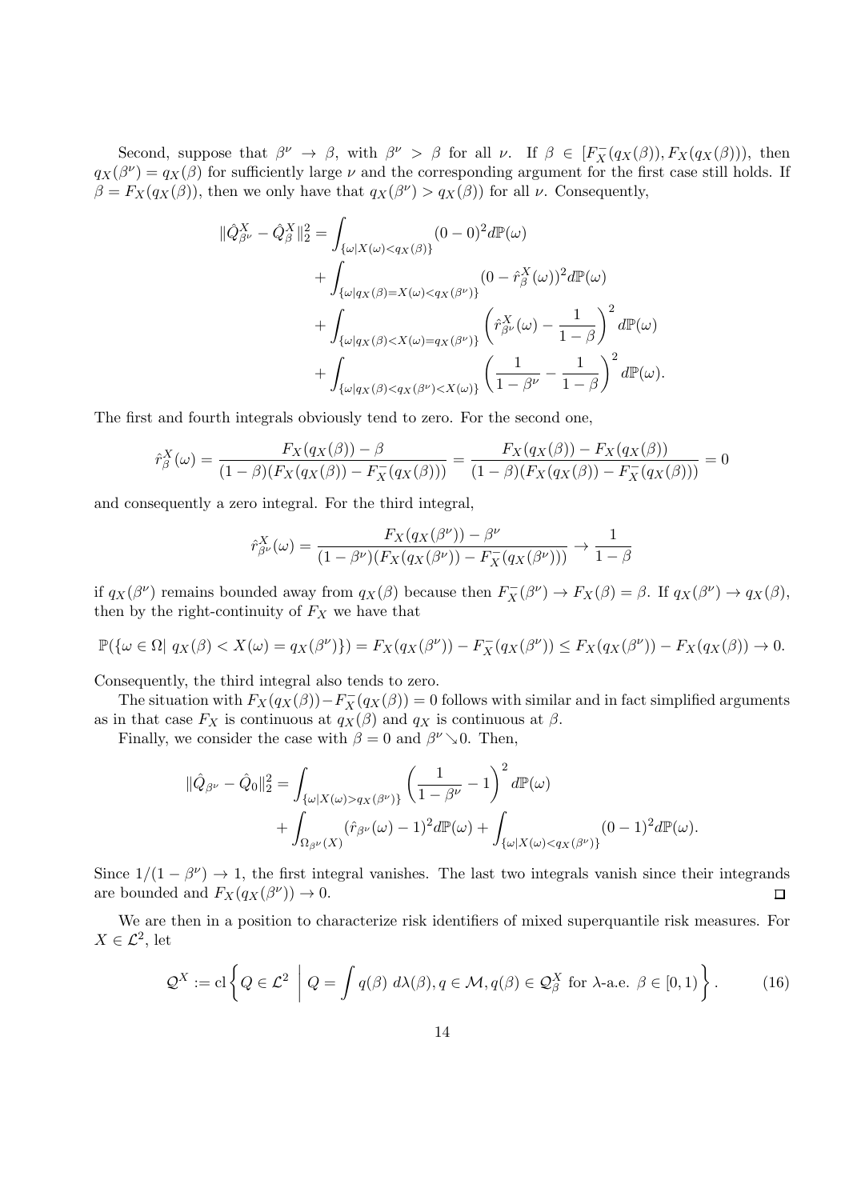Second, suppose that $\beta^\nu \to \beta$, with $\beta^\nu > \beta$ for all $\nu$. If $\beta \in [F_X^-(q_X(\beta)), F_X(q_X(\beta)))$, then $q_X(\beta^\nu) = q_X(\beta)$ for sufficiently large $\nu$ and the corresponding argument for the first case still holds. If $\beta = F_X(q_X(\beta))$, then we only have that $q_X(\beta^\nu) > q_X(\beta))$ for all $\nu$. Consequently,

$$
\begin{aligned}
\|\hat{Q}_{\beta^\nu}^X - \hat{Q}_\beta^X\|_2^2 &= \int_{\{\omega | X(\omega) < q_X(\beta)\}} (0-0)^2 d\mathbb{P}(\omega) \\
&+ \int_{\{\omega | q_X(\beta) = X(\omega) < q_X(\beta^\nu)\}} (0 - \hat{r}_\beta^X(\omega))^2 d\mathbb{P}(\omega) \\
&+ \int_{\{\omega | q_X(\beta) < X(\omega) = q_X(\beta^\nu)\}} \left( \hat{r}_{\beta^\nu}^X(\omega) - \frac{1}{1-\beta} \right)^2 d\mathbb{P}(\omega) \\
&+ \int_{\{\omega | q_X(\beta) < q_X(\beta^\nu) < X(\omega)\}} \left( \frac{1}{1-\beta^\nu} - \frac{1}{1-\beta} \right)^2 d\mathbb{P}(\omega).
\end{aligned}
$$

The first and fourth integrals obviously tend to zero. For the second one,

$$
\hat{r}_\beta^X(\omega) = \frac{F_X(q_X(\beta)) - \beta}{(1-\beta)(F_X(q_X(\beta)) - F_X^-(q_X(\beta)))} = \frac{F_X(q_X(\beta)) - F_X(q_X(\beta))}{(1-\beta)(F_X(q_X(\beta)) - F_X^-(q_X(\beta)))} = 0
$$

and consequently a zero integral. For the third integral,

$$
\hat{r}_{\beta^\nu}^X(\omega) = \frac{F_X(q_X(\beta^\nu)) - \beta^\nu}{(1-\beta^\nu)(F_X(q_X(\beta^\nu)) - F_X^-(q_X(\beta^\nu)))} \to \frac{1}{1-\beta}
$$

if $q_X(\beta^\nu)$ remains bounded away from $q_X(\beta)$ because then $F_X^-(\beta^\nu) \to F_X(\beta) = \beta$. If $q_X(\beta^\nu) \to q_X(\beta)$, then by the right-continuity of $F_X$ we have that

$$
\mathbb{P}(\{\omega \in \Omega | \, q_X(\beta) < X(\omega) = q_X(\beta^\nu)\}) = F_X(q_X(\beta^\nu)) - F_X^-(q_X(\beta^\nu)) \leq F_X(q_X(\beta^\nu)) - F_X(q_X(\beta)) \to 0.
$$

Consequently, the third integral also tends to zero.

The situation with $F_X(q_X(\beta)) - F_X^-(q_X(\beta)) = 0$ follows with similar and in fact simplified arguments as in that case $F_X$ is continuous at $q_X(\beta)$ and $q_X$ is continuous at $\beta$.

Finally, we consider the case with $\beta = 0$ and $\beta^\nu \searrow 0$. Then,

$$
\begin{aligned}
\|\hat{Q}_{\beta^\nu} - \hat{Q}_0\|_2^2 &= \int_{\{\omega | X(\omega) > q_X(\beta^\nu)\}} \left( \frac{1}{1-\beta^\nu} - 1 \right)^2 d\mathbb{P}(\omega) \\
&+ \int_{\Omega_{\beta^\nu}(X)} (\hat{r}_{\beta^\nu}(\omega) - 1)^2 d\mathbb{P}(\omega) + \int_{\{\omega | X(\omega) < q_X(\beta^\nu)\}} (0-1)^2 d\mathbb{P}(\omega).
\end{aligned}
$$

Since $1/(1-\beta^\nu) \to 1$, the first integral vanishes. The last two integrals vanish since their integrands are bounded and $F_X(q_X(\beta^\nu)) \to 0$. $\square$

We are then in a position to characterize risk identifiers of mixed superquantile risk measures. For $X \in \mathcal{L}^2$, let

$$
\mathcal{Q}^X := \text{cl} \left\{ Q \in \mathcal{L}^2 \;\middle|\; Q = \int q(\beta) \; d\lambda(\beta), q \in \mathcal{M}, q(\beta) \in \mathcal{Q}_\beta^X \text{ for } \lambda\text{-a.e. } \beta \in [0,1) \right\}. \tag{16}
$$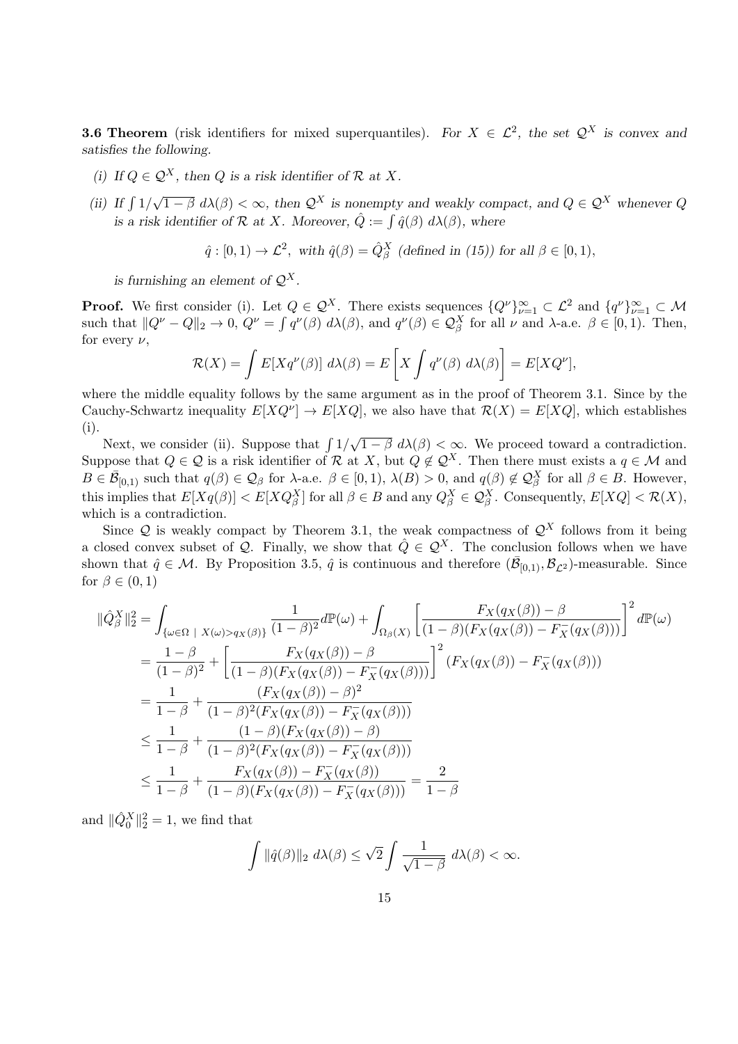**3.6 Theorem** (risk identifiers for mixed superquantiles). *For $X \in \mathcal{L}^2$, the set $\mathcal{Q}^X$ is convex and satisfies the following.*

*(i) If $Q \in \mathcal{Q}^X$, then $Q$ is a risk identifier of $\mathcal{R}$ at $X$.*

*(ii) If $\int 1/\sqrt{1-\beta}\ d\lambda(\beta) < \infty$, then $\mathcal{Q}^X$ is nonempty and weakly compact, and $Q \in \mathcal{Q}^X$ whenever $Q$ is a risk identifier of $\mathcal{R}$ at $X$. Moreover, $\hat{Q} := \int \hat{q}(\beta)\ d\lambda(\beta)$, where*

$$\hat{q} : [0,1) \to \mathcal{L}^2, \text{ with } \hat{q}(\beta) = \hat{Q}^X_\beta \text{ (defined in (15)) for all } \beta \in [0,1),$$

*is furnishing an element of $\mathcal{Q}^X$.*

**Proof.** We first consider (i). Let $Q \in \mathcal{Q}^X$. There exists sequences $\{Q^\nu\}_{\nu=1}^\infty \subset \mathcal{L}^2$ and $\{q^\nu\}_{\nu=1}^\infty \subset \mathcal{M}$ such that $\|Q^\nu - Q\|_2 \to 0$, $Q^\nu = \int q^\nu(\beta)\ d\lambda(\beta)$, and $q^\nu(\beta) \in \mathcal{Q}^X_\beta$ for all $\nu$ and $\lambda$-a.e. $\beta \in [0,1)$. Then, for every $\nu$,

$$\mathcal{R}(X) = \int E[Xq^\nu(\beta)]\ d\lambda(\beta) = E\left[X \int q^\nu(\beta)\ d\lambda(\beta)\right] = E[XQ^\nu],$$

where the middle equality follows by the same argument as in the proof of Theorem 3.1. Since by the Cauchy-Schwartz inequality $E[XQ^\nu] \to E[XQ]$, we also have that $\mathcal{R}(X) = E[XQ]$, which establishes (i).

Next, we consider (ii). Suppose that $\int 1/\sqrt{1-\beta}\ d\lambda(\beta) < \infty$. We proceed toward a contradiction. Suppose that $Q \in \mathcal{Q}$ is a risk identifier of $\mathcal{R}$ at $X$, but $Q \notin \mathcal{Q}^X$. Then there must exists a $q \in \mathcal{M}$ and $B \in \bar{\mathcal{B}}_{[0,1)}$ such that $q(\beta) \in \mathcal{Q}_\beta$ for $\lambda$-a.e. $\beta \in [0,1)$, $\lambda(B) > 0$, and $q(\beta) \notin \mathcal{Q}^X_\beta$ for all $\beta \in B$. However, this implies that $E[Xq(\beta)] < E[XQ^X_\beta]$ for all $\beta \in B$ and any $Q^X_\beta \in \mathcal{Q}^X_\beta$. Consequently, $E[XQ] < \mathcal{R}(X)$, which is a contradiction.

Since $\mathcal{Q}$ is weakly compact by Theorem 3.1, the weak compactness of $\mathcal{Q}^X$ follows from it being a closed convex subset of $\mathcal{Q}$. Finally, we show that $\hat{Q} \in \mathcal{Q}^X$. The conclusion follows when we have shown that $\hat{q} \in \mathcal{M}$. By Proposition 3.5, $\hat{q}$ is continuous and therefore $(\bar{\mathcal{B}}_{[0,1)}, \mathcal{B}_{\mathcal{L}^2})$-measurable. Since for $\beta \in (0,1)$

$$\begin{aligned}
\|\hat{Q}^X_\beta\|_2^2 &= \int_{\{\omega \in \Omega \mid X(\omega) > q_X(\beta)\}} \frac{1}{(1-\beta)^2} d\mathbb{P}(\omega) + \int_{\Omega_\beta(X)} \left[\frac{F_X(q_X(\beta)) - \beta}{(1-\beta)(F_X(q_X(\beta)) - F_X^-(q_X(\beta)))}\right]^2 d\mathbb{P}(\omega) \\
&= \frac{1-\beta}{(1-\beta)^2} + \left[\frac{F_X(q_X(\beta)) - \beta}{(1-\beta)(F_X(q_X(\beta)) - F_X^-(q_X(\beta)))}\right]^2 (F_X(q_X(\beta)) - F_X^-(q_X(\beta))) \\
&= \frac{1}{1-\beta} + \frac{(F_X(q_X(\beta)) - \beta)^2}{(1-\beta)^2(F_X(q_X(\beta)) - F_X^-(q_X(\beta)))} \\
&\leq \frac{1}{1-\beta} + \frac{(1-\beta)(F_X(q_X(\beta)) - \beta)}{(1-\beta)^2(F_X(q_X(\beta)) - F_X^-(q_X(\beta)))} \\
&\leq \frac{1}{1-\beta} + \frac{F_X(q_X(\beta)) - F_X^-(q_X(\beta))}{(1-\beta)(F_X(q_X(\beta)) - F_X^-(q_X(\beta)))} = \frac{2}{1-\beta}
\end{aligned}$$

and $\|\hat{Q}^X_0\|_2^2 = 1$, we find that

$$\int \|\hat{q}(\beta)\|_2\ d\lambda(\beta) \leq \sqrt{2} \int \frac{1}{\sqrt{1-\beta}}\ d\lambda(\beta) < \infty.$$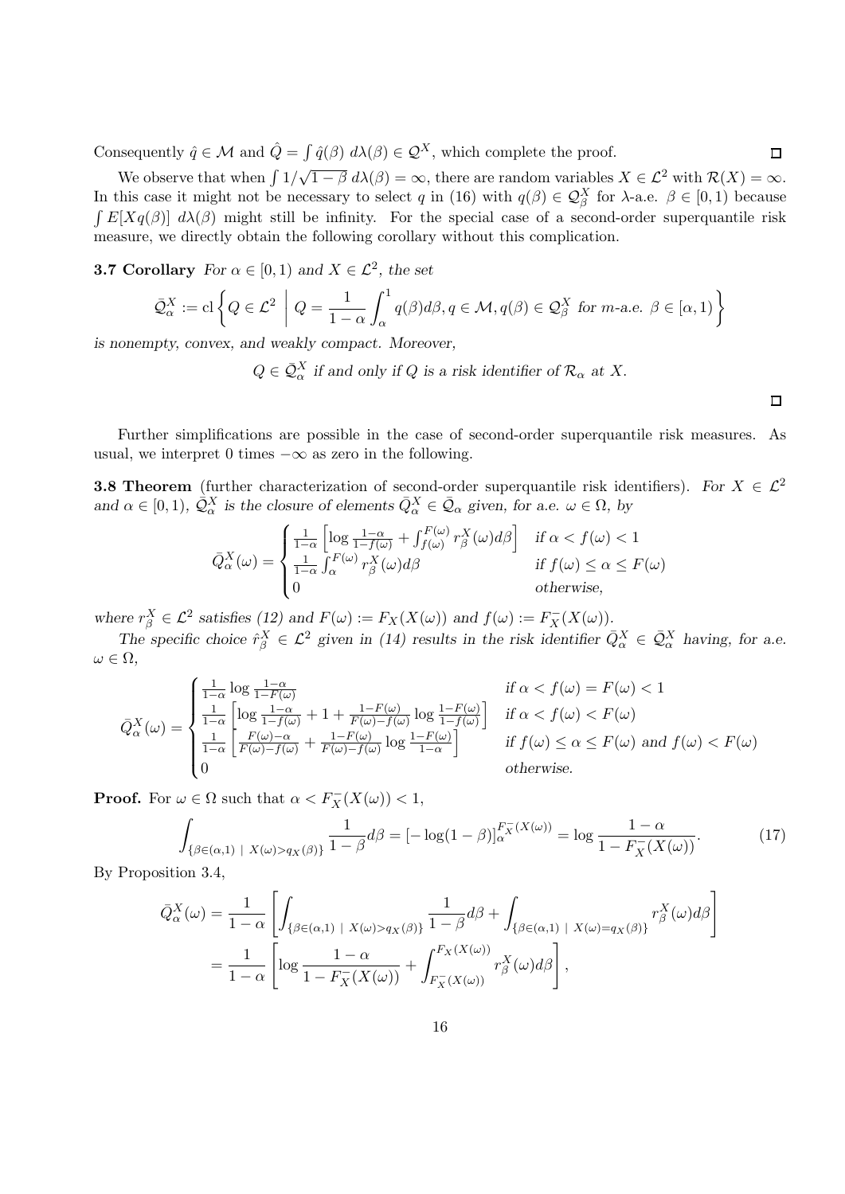Consequently $\hat{q} \in \mathcal{M}$ and $\hat{Q} = \int \hat{q}(\beta)\, d\lambda(\beta) \in \mathcal{Q}^X$, which complete the proof. $\square$

We observe that when $\int 1/\sqrt{1-\beta}\, d\lambda(\beta) = \infty$, there are random variables $X \in \mathcal{L}^2$ with $\mathcal{R}(X) = \infty$. In this case it might not be necessary to select $q$ in (16) with $q(\beta) \in \mathcal{Q}_\beta^X$ for $\lambda$-a.e. $\beta \in [0,1)$ because $\int E[Xq(\beta)]\, d\lambda(\beta)$ might still be infinity. For the special case of a second-order superquantile risk measure, we directly obtain the following corollary without this complication.

**3.7 Corollary** *For $\alpha \in [0,1)$ and $X \in \mathcal{L}^2$, the set*

$$\bar{\mathcal{Q}}_\alpha^X := \mathrm{cl}\left\{ Q \in \mathcal{L}^2 \;\middle|\; Q = \frac{1}{1-\alpha}\int_\alpha^1 q(\beta)d\beta, q \in \mathcal{M}, q(\beta) \in \mathcal{Q}_\beta^X \text{ for } m\text{-a.e. } \beta \in [\alpha,1) \right\}$$

*is nonempty, convex, and weakly compact. Moreover,*

$$Q \in \bar{\mathcal{Q}}_\alpha^X \text{ if and only if } Q \text{ is a risk identifier of } \mathcal{R}_\alpha \text{ at } X.$$

$\square$

Further simplifications are possible in the case of second-order superquantile risk measures. As usual, we interpret 0 times $-\infty$ as zero in the following.

**3.8 Theorem** (further characterization of second-order superquantile risk identifiers). *For $X \in \mathcal{L}^2$ and $\alpha \in [0,1)$, $\bar{\mathcal{Q}}_\alpha^X$ is the closure of elements $\bar{Q}_\alpha^X \in \bar{\mathcal{Q}}_\alpha$ given, for a.e. $\omega \in \Omega$, by*

$$\bar{Q}_\alpha^X(\omega) = \begin{cases} \frac{1}{1-\alpha}\left[\log\frac{1-\alpha}{1-f(\omega)} + \int_{f(\omega)}^{F(\omega)} r_\beta^X(\omega)d\beta\right] & \text{if } \alpha < f(\omega) < 1 \\ \frac{1}{1-\alpha}\int_\alpha^{F(\omega)} r_\beta^X(\omega)d\beta & \text{if } f(\omega) \leq \alpha \leq F(\omega) \\ 0 & \text{otherwise,} \end{cases}$$

*where $r_\beta^X \in \mathcal{L}^2$ satisfies (12) and $F(\omega) := F_X(X(\omega))$ and $f(\omega) := F_X^-(X(\omega))$.*

*The specific choice $\hat{r}_\beta^X \in \mathcal{L}^2$ given in (14) results in the risk identifier $\bar{Q}_\alpha^X \in \bar{\mathcal{Q}}_\alpha^X$ having, for a.e. $\omega \in \Omega$,*

$$\bar{Q}_\alpha^X(\omega) = \begin{cases} \frac{1}{1-\alpha}\log\frac{1-\alpha}{1-F(\omega)} & \text{if } \alpha < f(\omega) = F(\omega) < 1 \\ \frac{1}{1-\alpha}\left[\log\frac{1-\alpha}{1-f(\omega)} + 1 + \frac{1-F(\omega)}{F(\omega)-f(\omega)}\log\frac{1-F(\omega)}{1-f(\omega)}\right] & \text{if } \alpha < f(\omega) < F(\omega) \\ \frac{1}{1-\alpha}\left[\frac{F(\omega)-\alpha}{F(\omega)-f(\omega)} + \frac{1-F(\omega)}{F(\omega)-f(\omega)}\log\frac{1-F(\omega)}{1-\alpha}\right] & \text{if } f(\omega) \leq \alpha \leq F(\omega) \text{ and } f(\omega) < F(\omega) \\ 0 & \text{otherwise.} \end{cases}$$

**Proof.** For $\omega \in \Omega$ such that $\alpha < F_X^-(X(\omega)) < 1$,

$$\int_{\{\beta \in (\alpha,1) \mid X(\omega) > q_X(\beta)\}} \frac{1}{1-\beta}d\beta = [-\log(1-\beta)]_\alpha^{F_X^-(X(\omega))} = \log\frac{1-\alpha}{1-F_X^-(X(\omega))}. \tag{17}$$

By Proposition 3.4,

$$\begin{aligned} \bar{Q}_\alpha^X(\omega) &= \frac{1}{1-\alpha}\left[\int_{\{\beta \in (\alpha,1) \mid X(\omega) > q_X(\beta)\}} \frac{1}{1-\beta}d\beta + \int_{\{\beta \in (\alpha,1) \mid X(\omega) = q_X(\beta)\}} r_\beta^X(\omega)d\beta\right] \\ &= \frac{1}{1-\alpha}\left[\log\frac{1-\alpha}{1-F_X^-(X(\omega))} + \int_{F_X^-(X(\omega))}^{F_X(X(\omega))} r_\beta^X(\omega)d\beta\right], \end{aligned}$$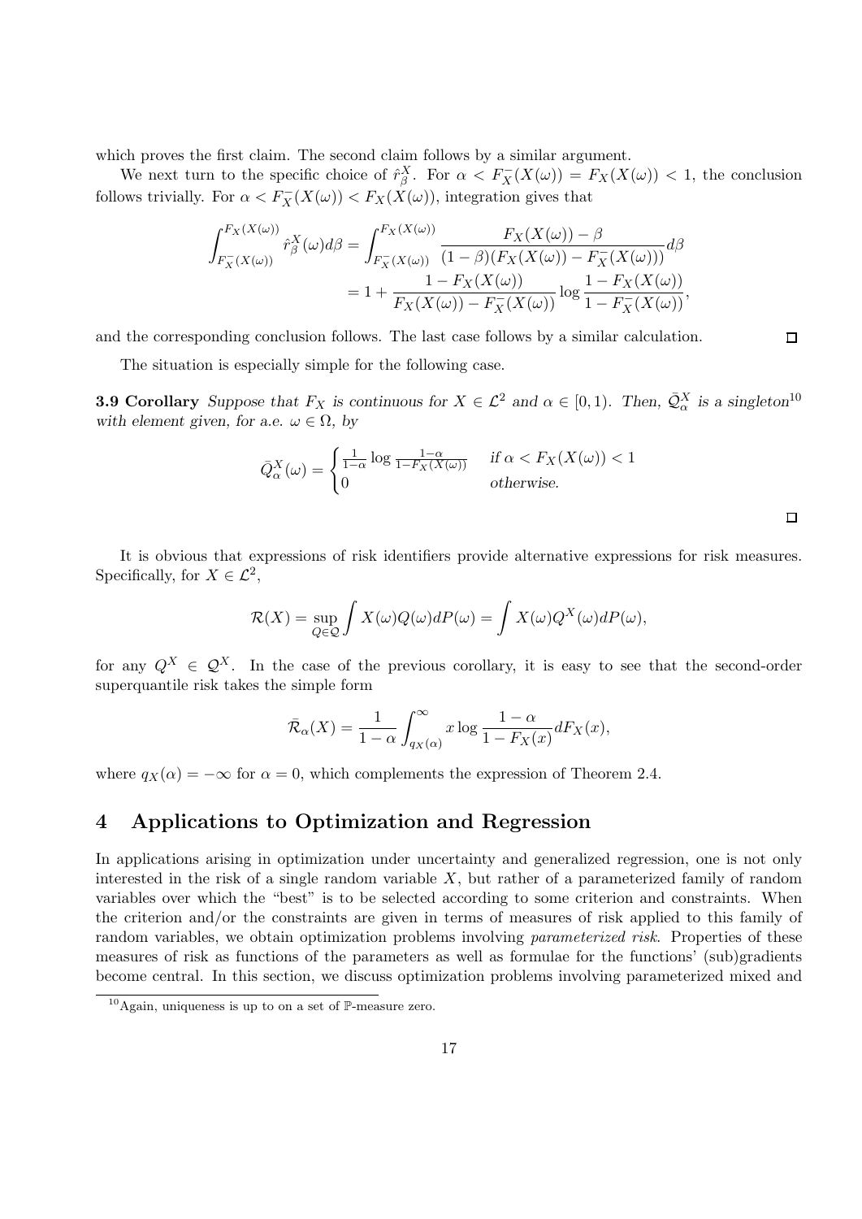which proves the first claim. The second claim follows by a similar argument.

We next turn to the specific choice of $\hat{r}^X_\beta$. For $\alpha < F^-_X(X(\omega)) = F_X(X(\omega)) < 1$, the conclusion follows trivially. For $\alpha < F^-_X(X(\omega)) < F_X(X(\omega))$, integration gives that

$$
\begin{aligned}
\int_{F^-_X(X(\omega))}^{F_X(X(\omega))} \hat{r}^X_\beta(\omega) d\beta &= \int_{F^-_X(X(\omega))}^{F_X(X(\omega))} \frac{F_X(X(\omega)) - \beta}{(1-\beta)(F_X(X(\omega)) - F^-_X(X(\omega)))} d\beta \\
&= 1 + \frac{1 - F_X(X(\omega))}{F_X(X(\omega)) - F^-_X(X(\omega))} \log \frac{1 - F_X(X(\omega))}{1 - F^-_X(X(\omega))},
\end{aligned}
$$

and the corresponding conclusion follows. The last case follows by a similar calculation. $\square$

The situation is especially simple for the following case.

**3.9 Corollary** *Suppose that $F_X$ is continuous for $X \in \mathcal{L}^2$ and $\alpha \in [0, 1)$. Then, $\bar{\mathcal{Q}}^X_\alpha$ is a singleton*[10] *with element given, for a.e. $\omega \in \Omega$, by*

$$
\bar{Q}^X_\alpha(\omega) = \begin{cases} \frac{1}{1-\alpha} \log \frac{1-\alpha}{1 - F_X(X(\omega))} & \text{if } \alpha < F_X(X(\omega)) < 1 \\ 0 & \text{otherwise.} \end{cases}
$$

$\square$

It is obvious that expressions of risk identifiers provide alternative expressions for risk measures. Specifically, for $X \in \mathcal{L}^2$,

$$
\mathcal{R}(X) = \sup_{Q \in \mathcal{Q}} \int X(\omega) Q(\omega) dP(\omega) = \int X(\omega) Q^X(\omega) dP(\omega),
$$

for any $Q^X \in \mathcal{Q}^X$. In the case of the previous corollary, it is easy to see that the second-order superquantile risk takes the simple form

$$
\bar{\mathcal{R}}_\alpha(X) = \frac{1}{1-\alpha} \int_{q_X(\alpha)}^{\infty} x \log \frac{1-\alpha}{1 - F_X(x)} dF_X(x),
$$

where $q_X(\alpha) = -\infty$ for $\alpha = 0$, which complements the expression of Theorem 2.4.

## 4 Applications to Optimization and Regression

In applications arising in optimization under uncertainty and generalized regression, one is not only interested in the risk of a single random variable $X$, but rather of a parameterized family of random variables over which the "best" is to be selected according to some criterion and constraints. When the criterion and/or the constraints are given in terms of measures of risk applied to this family of random variables, we obtain optimization problems involving *parameterized risk*. Properties of these measures of risk as functions of the parameters as well as formulae for the functions' (sub)gradients become central. In this section, we discuss optimization problems involving parameterized mixed and

[10] Again, uniqueness is up to on a set of $\mathbb{P}$-measure zero.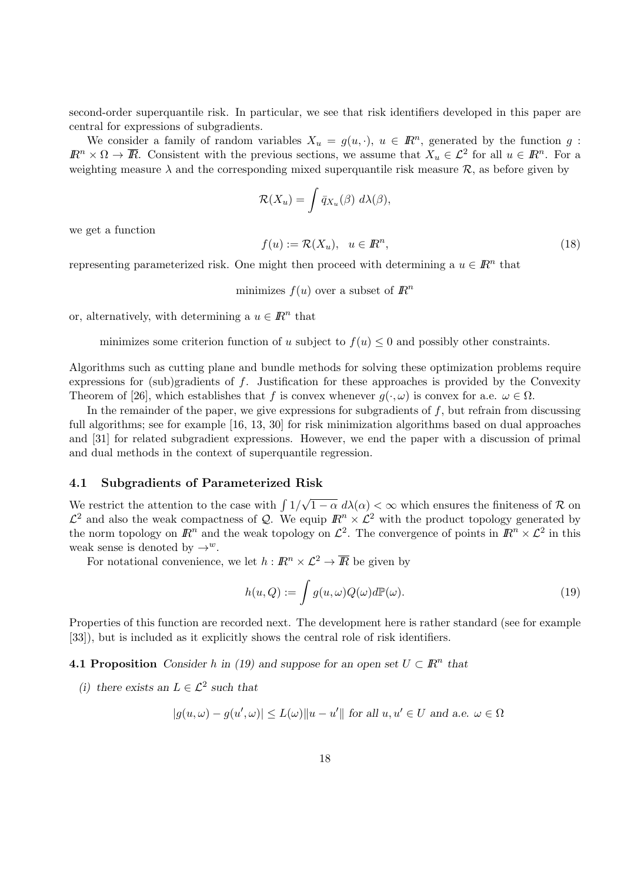second-order superquantile risk. In particular, we see that risk identifiers developed in this paper are central for expressions of subgradients.

We consider a family of random variables $X_u = g(u,\cdot)$, $u \in I\!R^n$, generated by the function $g : I\!R^n \times \Omega \to \overline{I\!R}$. Consistent with the previous sections, we assume that $X_u \in \mathcal{L}^2$ for all $u \in I\!R^n$. For a weighting measure $\lambda$ and the corresponding mixed superquantile risk measure $\mathcal{R}$, as before given by

$$\mathcal{R}(X_u) = \int \bar{q}_{X_u}(\beta)\; d\lambda(\beta),$$

we get a function

$$f(u) := \mathcal{R}(X_u), \quad u \in I\!R^n, \tag{18}$$

representing parameterized risk. One might then proceed with determining a $u \in I\!R^n$ that

minimizes $f(u)$ over a subset of $I\!R^n$

or, alternatively, with determining a $u \in I\!R^n$ that

minimizes some criterion function of $u$ subject to $f(u) \leq 0$ and possibly other constraints.

Algorithms such as cutting plane and bundle methods for solving these optimization problems require expressions for (sub)gradients of $f$. Justification for these approaches is provided by the Convexity Theorem of [26], which establishes that $f$ is convex whenever $g(\cdot,\omega)$ is convex for a.e. $\omega \in \Omega$.

In the remainder of the paper, we give expressions for subgradients of $f$, but refrain from discussing full algorithms; see for example [16, 13, 30] for risk minimization algorithms based on dual approaches and [31] for related subgradient expressions. However, we end the paper with a discussion of primal and dual methods in the context of superquantile regression.

### 4.1 Subgradients of Parameterized Risk

We restrict the attention to the case with $\int 1/\sqrt{1-\alpha}\; d\lambda(\alpha) < \infty$ which ensures the finiteness of $\mathcal{R}$ on $\mathcal{L}^2$ and also the weak compactness of $\mathcal{Q}$. We equip $I\!R^n \times \mathcal{L}^2$ with the product topology generated by the norm topology on $I\!R^n$ and the weak topology on $\mathcal{L}^2$. The convergence of points in $I\!R^n \times \mathcal{L}^2$ in this weak sense is denoted by $\to^w$.

For notational convenience, we let $h : I\!R^n \times \mathcal{L}^2 \to \overline{I\!R}$ be given by

$$h(u,Q) := \int g(u,\omega)Q(\omega)d\mathbb{P}(\omega). \tag{19}$$

Properties of this function are recorded next. The development here is rather standard (see for example [33]), but is included as it explicitly shows the central role of risk identifiers.

**4.1 Proposition** *Consider $h$ in (19) and suppose for an open set $U \subset I\!R^n$ that*

*(i) there exists an $L \in \mathcal{L}^2$ such that*

$$|g(u,\omega) - g(u',\omega)| \leq L(\omega)\|u - u'\| \text{ for all } u, u' \in U \text{ and a.e. } \omega \in \Omega$$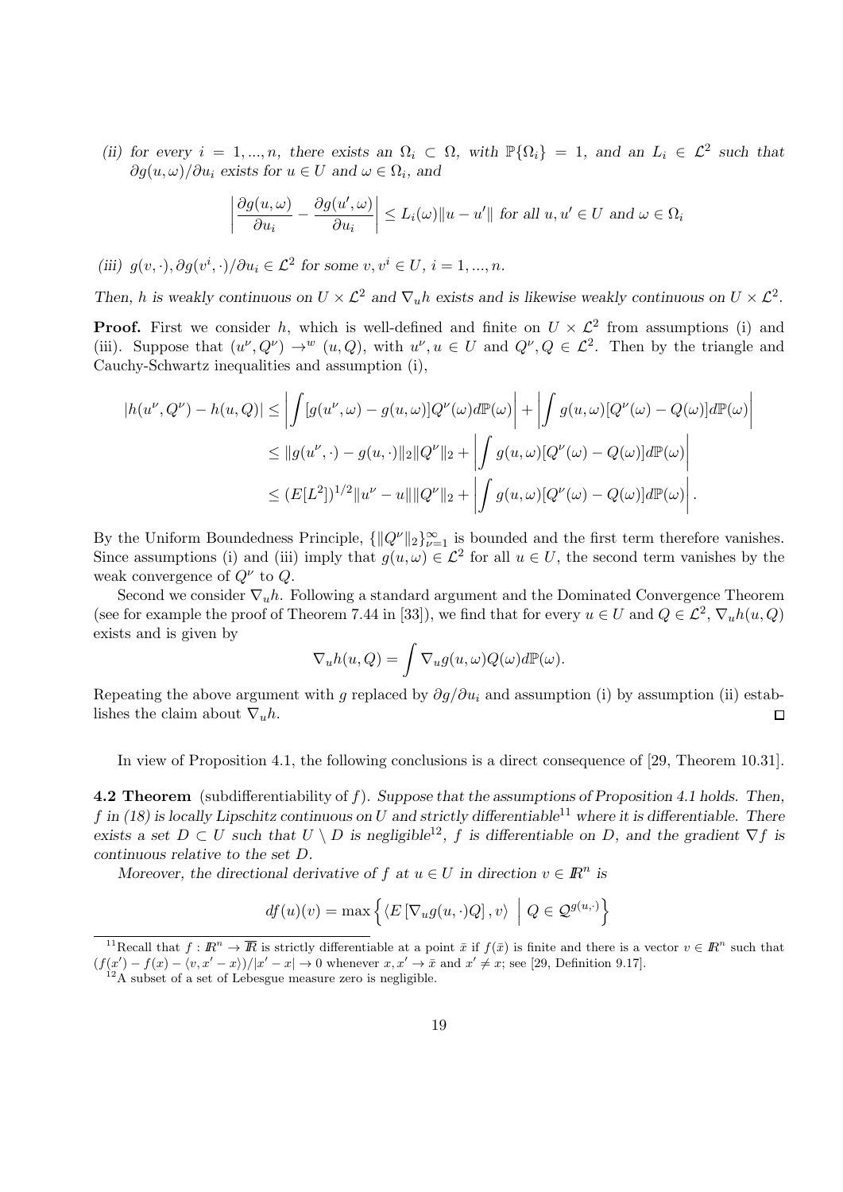*(ii) for every $i = 1, ..., n$, there exists an $\Omega_i \subset \Omega$, with $\mathbb{P}\{\Omega_i\} = 1$, and an $L_i \in \mathcal{L}^2$ such that $\partial g(u,\omega)/\partial u_i$ exists for $u \in U$ and $\omega \in \Omega_i$, and*

$$\left| \frac{\partial g(u,\omega)}{\partial u_i} - \frac{\partial g(u',\omega)}{\partial u_i} \right| \leq L_i(\omega)\|u - u'\| \text{ for all } u, u' \in U \text{ and } \omega \in \Omega_i$$

*(iii) $g(v,\cdot), \partial g(v^i,\cdot)/\partial u_i \in \mathcal{L}^2$ for some $v, v^i \in U$, $i = 1, ..., n$.*

*Then, $h$ is weakly continuous on $U \times \mathcal{L}^2$ and $\nabla_u h$ exists and is likewise weakly continuous on $U \times \mathcal{L}^2$.*

**Proof.** First we consider $h$, which is well-defined and finite on $U \times \mathcal{L}^2$ from assumptions (i) and (iii). Suppose that $(u^\nu, Q^\nu) \to^w (u, Q)$, with $u^\nu, u \in U$ and $Q^\nu, Q \in \mathcal{L}^2$. Then by the triangle and Cauchy-Schwartz inequalities and assumption (i),

$$\begin{aligned}
|h(u^\nu, Q^\nu) - h(u, Q)| &\leq \left| \int [g(u^\nu,\omega) - g(u,\omega)] Q^\nu(\omega) d\mathbb{P}(\omega) \right| + \left| \int g(u,\omega)[Q^\nu(\omega) - Q(\omega)] d\mathbb{P}(\omega) \right| \\
&\leq \|g(u^\nu,\cdot) - g(u,\cdot)\|_2 \|Q^\nu\|_2 + \left| \int g(u,\omega)[Q^\nu(\omega) - Q(\omega)] d\mathbb{P}(\omega) \right| \\
&\leq (E[L^2])^{1/2} \|u^\nu - u\| \|Q^\nu\|_2 + \left| \int g(u,\omega)[Q^\nu(\omega) - Q(\omega)] d\mathbb{P}(\omega) \right|.
\end{aligned}$$

By the Uniform Boundedness Principle, $\{\|Q^\nu\|_2\}_{\nu=1}^\infty$ is bounded and the first term therefore vanishes. Since assumptions (i) and (iii) imply that $g(u,\omega) \in \mathcal{L}^2$ for all $u \in U$, the second term vanishes by the weak convergence of $Q^\nu$ to $Q$.

Second we consider $\nabla_u h$. Following a standard argument and the Dominated Convergence Theorem (see for example the proof of Theorem 7.44 in [33]), we find that for every $u \in U$ and $Q \in \mathcal{L}^2$, $\nabla_u h(u, Q)$ exists and is given by

$$\nabla_u h(u, Q) = \int \nabla_u g(u,\omega) Q(\omega) d\mathbb{P}(\omega).$$

Repeating the above argument with $g$ replaced by $\partial g/\partial u_i$ and assumption (i) by assumption (ii) establishes the claim about $\nabla_u h$. □

In view of Proposition 4.1, the following conclusions is a direct consequence of [29, Theorem 10.31].

**4.2 Theorem** (subdifferentiability of $f$). *Suppose that the assumptions of Proposition 4.1 holds. Then, $f$ in (18) is locally Lipschitz continuous on $U$ and strictly differentiable[11] where it is differentiable. There exists a set $D \subset U$ such that $U \setminus D$ is negligible[12], $f$ is differentiable on $D$, and the gradient $\nabla f$ is continuous relative to the set $D$.*

*Moreover, the directional derivative of $f$ at $u \in U$ in direction $v \in \mathbb{R}^n$ is*

$$df(u)(v) = \max\left\{ \langle E\left[\nabla_u g(u,\cdot)Q\right], v \rangle \;\middle|\; Q \in \mathcal{Q}^{g(u,\cdot)} \right\}$$

[11] Recall that $f : \mathbb{R}^n \to \overline{\mathbb{R}}$ is strictly differentiable at a point $\bar{x}$ if $f(\bar{x})$ is finite and there is a vector $v \in \mathbb{R}^n$ such that $(f(x') - f(x) - \langle v, x' - x \rangle)/|x' - x| \to 0$ whenever $x, x' \to \bar{x}$ and $x' \neq x$; see [29, Definition 9.17].

[12] A subset of a set of Lebesgue measure zero is negligible.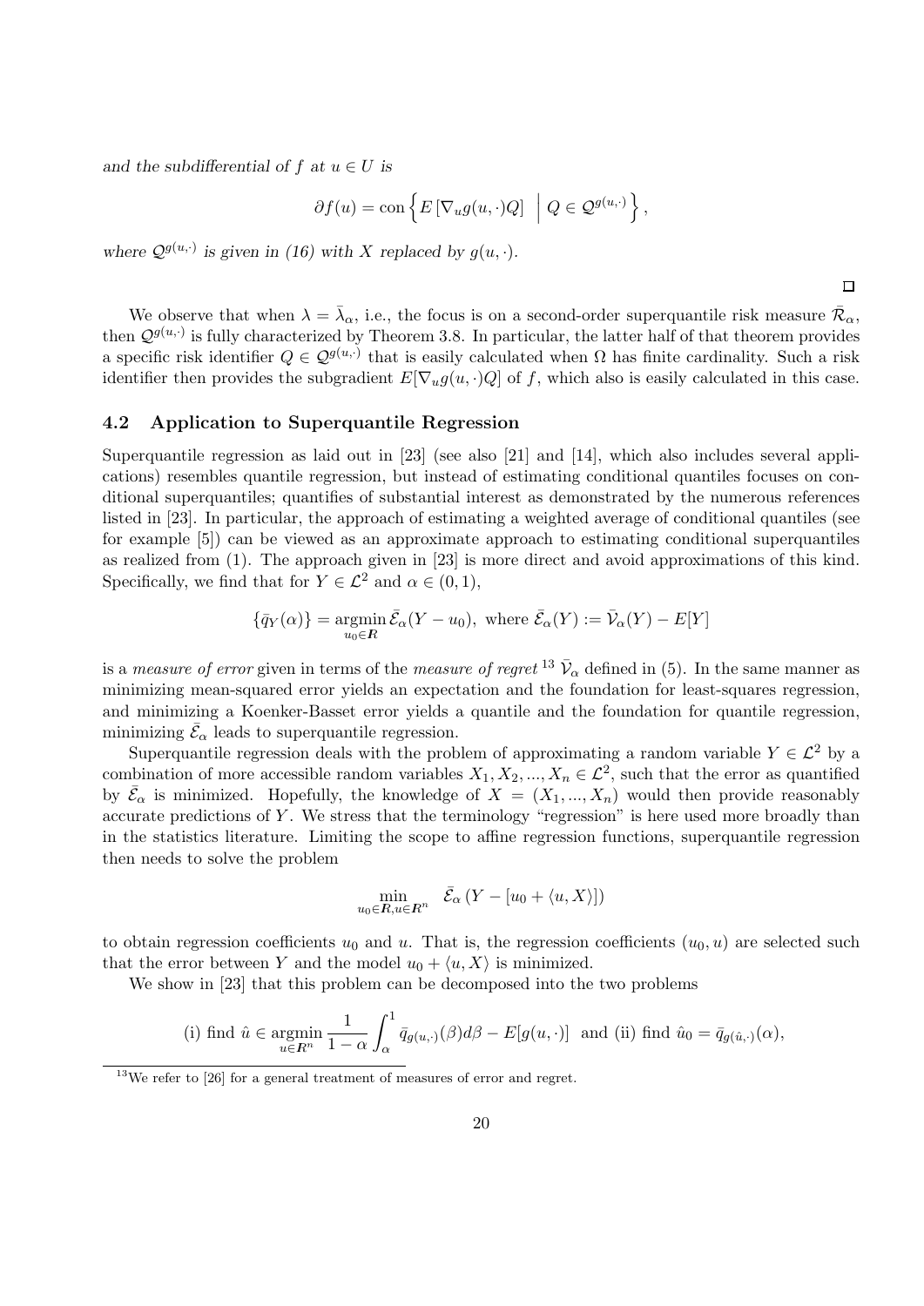*and the subdifferential of $f$ at $u \in U$ is*

$$\partial f(u) = \text{con}\left\{ E\left[\nabla_u g(u,\cdot)Q\right] \;\middle|\; Q \in \mathcal{Q}^{g(u,\cdot)} \right\},$$

*where $\mathcal{Q}^{g(u,\cdot)}$ is given in (16) with $X$ replaced by $g(u,\cdot)$.*

□

We observe that when $\lambda = \bar{\lambda}_\alpha$, i.e., the focus is on a second-order superquantile risk measure $\bar{\mathcal{R}}_\alpha$, then $\mathcal{Q}^{g(u,\cdot)}$ is fully characterized by Theorem 3.8. In particular, the latter half of that theorem provides a specific risk identifier $Q \in \mathcal{Q}^{g(u,\cdot)}$ that is easily calculated when $\Omega$ has finite cardinality. Such a risk identifier then provides the subgradient $E[\nabla_u g(u,\cdot)Q]$ of $f$, which also is easily calculated in this case.

### 4.2 Application to Superquantile Regression

Superquantile regression as laid out in [23] (see also [21] and [14], which also includes several applications) resembles quantile regression, but instead of estimating conditional quantiles focuses on conditional superquantiles; quantifies of substantial interest as demonstrated by the numerous references listed in [23]. In particular, the approach of estimating a weighted average of conditional quantiles (see for example [5]) can be viewed as an approximate approach to estimating conditional superquantiles as realized from (1). The approach given in [23] is more direct and avoid approximations of this kind. Specifically, we find that for $Y \in \mathcal{L}^2$ and $\alpha \in (0,1)$,

$$\{\bar{q}_Y(\alpha)\} = \operatorname*{argmin}_{u_0 \in \mathbb{R}} \bar{\mathcal{E}}_\alpha(Y - u_0), \text{ where } \bar{\mathcal{E}}_\alpha(Y) := \bar{\mathcal{V}}_\alpha(Y) - E[Y]$$

is a *measure of error* given in terms of the *measure of regret* [13] $\bar{\mathcal{V}}_\alpha$ defined in (5). In the same manner as minimizing mean-squared error yields an expectation and the foundation for least-squares regression, and minimizing a Koenker-Basset error yields a quantile and the foundation for quantile regression, minimizing $\bar{\mathcal{E}}_\alpha$ leads to superquantile regression.

Superquantile regression deals with the problem of approximating a random variable $Y \in \mathcal{L}^2$ by a combination of more accessible random variables $X_1, X_2, ..., X_n \in \mathcal{L}^2$, such that the error as quantified by $\bar{\mathcal{E}}_\alpha$ is minimized. Hopefully, the knowledge of $X = (X_1, ..., X_n)$ would then provide reasonably accurate predictions of $Y$. We stress that the terminology "regression" is here used more broadly than in the statistics literature. Limiting the scope to affine regression functions, superquantile regression then needs to solve the problem

$$\min_{u_0 \in \mathbb{R}, u \in \mathbb{R}^n} \quad \bar{\mathcal{E}}_\alpha\left(Y - [u_0 + \langle u, X\rangle]\right)$$

to obtain regression coefficients $u_0$ and $u$. That is, the regression coefficients $(u_0, u)$ are selected such that the error between $Y$ and the model $u_0 + \langle u, X\rangle$ is minimized.

We show in [23] that this problem can be decomposed into the two problems

$$\text{(i) find } \hat{u} \in \operatorname*{argmin}_{u \in \mathbb{R}^n} \frac{1}{1-\alpha}\int_\alpha^1 \bar{q}_{g(u,\cdot)}(\beta)d\beta - E[g(u,\cdot)] \text{ and (ii) find } \hat{u}_0 = \bar{q}_{g(\hat{u},\cdot)}(\alpha),$$

[13] We refer to [26] for a general treatment of measures of error and regret.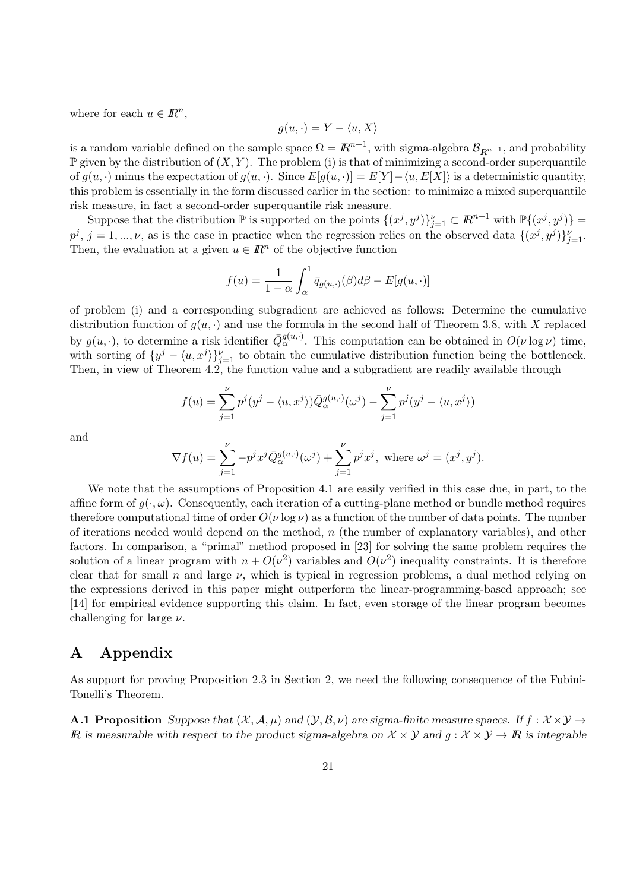where for each $u \in I\!R^n$,

$$g(u, \cdot) = Y - \langle u, X \rangle$$

is a random variable defined on the sample space $\Omega = I\!R^{n+1}$, with sigma-algebra $\mathcal{B}_{I\!R^{n+1}}$, and probability $\mathbb{P}$ given by the distribution of $(X, Y)$. The problem (i) is that of minimizing a second-order superquantile of $g(u, \cdot)$ minus the expectation of $g(u, \cdot)$. Since $E[g(u, \cdot)] = E[Y] - \langle u, E[X] \rangle$ is a deterministic quantity, this problem is essentially in the form discussed earlier in the section: to minimize a mixed superquantile risk measure, in fact a second-order superquantile risk measure.

Suppose that the distribution $\mathbb{P}$ is supported on the points $\{(x^j, y^j)\}_{j=1}^{\nu} \subset I\!R^{n+1}$ with $\mathbb{P}\{(x^j, y^j)\} = p^j$, $j = 1, ..., \nu$, as is the case in practice when the regression relies on the observed data $\{(x^j, y^j)\}_{j=1}^{\nu}$. Then, the evaluation at a given $u \in I\!R^n$ of the objective function

$$f(u) = \frac{1}{1-\alpha} \int_\alpha^1 \bar{q}_{g(u,\cdot)}(\beta) d\beta - E[g(u, \cdot)]$$

of problem (i) and a corresponding subgradient are achieved as follows: Determine the cumulative distribution function of $g(u, \cdot)$ and use the formula in the second half of Theorem 3.8, with $X$ replaced by $g(u, \cdot)$, to determine a risk identifier $\bar{Q}_\alpha^{g(u,\cdot)}$. This computation can be obtained in $O(\nu \log \nu)$ time, with sorting of $\{y^j - \langle u, x^j \rangle\}_{j=1}^{\nu}$ to obtain the cumulative distribution function being the bottleneck. Then, in view of Theorem 4.2, the function value and a subgradient are readily available through

$$f(u) = \sum_{j=1}^{\nu} p^j (y^j - \langle u, x^j \rangle) \bar{Q}_\alpha^{g(u,\cdot)}(\omega^j) - \sum_{j=1}^{\nu} p^j (y^j - \langle u, x^j \rangle)$$

and

$$\nabla f(u) = \sum_{j=1}^{\nu} -p^j x^j \bar{Q}_\alpha^{g(u,\cdot)}(\omega^j) + \sum_{j=1}^{\nu} p^j x^j, \text{ where } \omega^j = (x^j, y^j).$$

We note that the assumptions of Proposition 4.1 are easily verified in this case due, in part, to the affine form of $g(\cdot, \omega)$. Consequently, each iteration of a cutting-plane method or bundle method requires therefore computational time of order $O(\nu \log \nu)$ as a function of the number of data points. The number of iterations needed would depend on the method, $n$ (the number of explanatory variables), and other factors. In comparison, a "primal" method proposed in [23] for solving the same problem requires the solution of a linear program with $n + O(\nu^2)$ variables and $O(\nu^2)$ inequality constraints. It is therefore clear that for small $n$ and large $\nu$, which is typical in regression problems, a dual method relying on the expressions derived in this paper might outperform the linear-programming-based approach; see [14] for empirical evidence supporting this claim. In fact, even storage of the linear program becomes challenging for large $\nu$.

# A Appendix

As support for proving Proposition 2.3 in Section 2, we need the following consequence of the Fubini-Tonelli's Theorem.

**A.1 Proposition** *Suppose that $(\mathcal{X}, \mathcal{A}, \mu)$ and $(\mathcal{Y}, \mathcal{B}, \nu)$ are sigma-finite measure spaces. If $f : \mathcal{X} \times \mathcal{Y} \to \overline{I\!R}$ is measurable with respect to the product sigma-algebra on $\mathcal{X} \times \mathcal{Y}$ and $g : \mathcal{X} \times \mathcal{Y} \to \overline{I\!R}$ is integrable*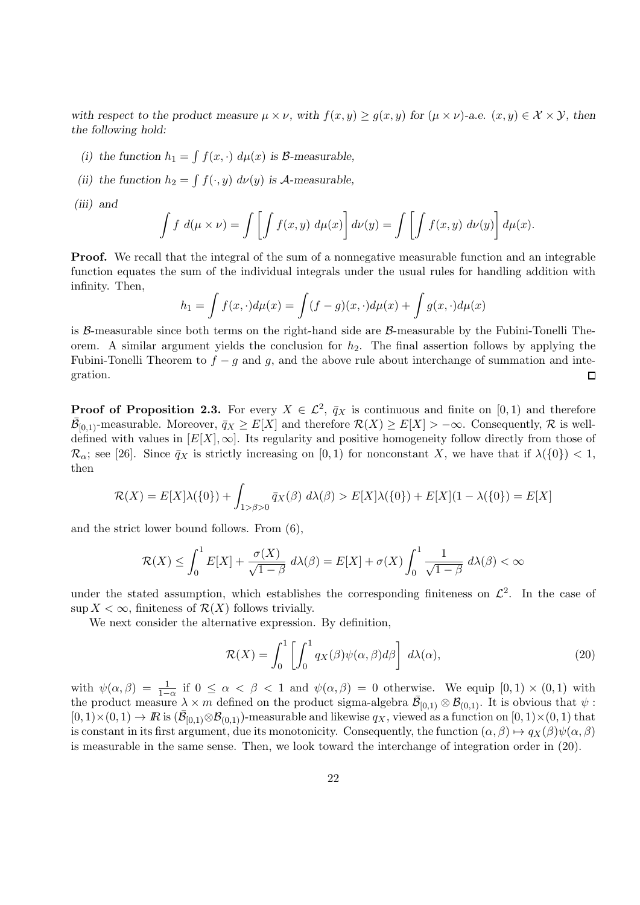*with respect to the product measure $\mu \times \nu$, with $f(x, y) \geq g(x, y)$ for $(\mu \times \nu)$-a.e. $(x, y) \in \mathcal{X} \times \mathcal{Y}$, then the following hold:*

*(i) the function $h_1 = \int f(x, \cdot)\ d\mu(x)$ is $\mathcal{B}$-measurable,*

*(ii) the function $h_2 = \int f(\cdot, y)\ d\nu(y)$ is $\mathcal{A}$-measurable,*

*(iii) and*

$$\int f\ d(\mu \times \nu) = \int \left[ \int f(x, y)\ d\mu(x) \right] d\nu(y) = \int \left[ \int f(x, y)\ d\nu(y) \right] d\mu(x).$$

**Proof.** We recall that the integral of the sum of a nonnegative measurable function and an integrable function equates the sum of the individual integrals under the usual rules for handling addition with infinity. Then,

$$h_1 = \int f(x, \cdot) d\mu(x) = \int (f - g)(x, \cdot) d\mu(x) + \int g(x, \cdot) d\mu(x)$$

is $\mathcal{B}$-measurable since both terms on the right-hand side are $\mathcal{B}$-measurable by the Fubini-Tonelli Theorem. A similar argument yields the conclusion for $h_2$. The final assertion follows by applying the Fubini-Tonelli Theorem to $f - g$ and $g$, and the above rule about interchange of summation and integration. $\square$

**Proof of Proposition 2.3.** For every $X \in \mathcal{L}^2$, $\bar{q}_X$ is continuous and finite on $[0, 1)$ and therefore $\bar{\mathcal{B}}_{[0,1)}$-measurable. Moreover, $\bar{q}_X \geq E[X]$ and therefore $\mathcal{R}(X) \geq E[X] > -\infty$. Consequently, $\mathcal{R}$ is well-defined with values in $[E[X], \infty]$. Its regularity and positive homogeneity follow directly from those of $\mathcal{R}_\alpha$; see [26]. Since $\bar{q}_X$ is strictly increasing on $[0, 1)$ for nonconstant $X$, we have that if $\lambda(\{0\}) < 1$, then

$$\mathcal{R}(X) = E[X]\lambda(\{0\}) + \int_{1 > \beta > 0} \bar{q}_X(\beta)\ d\lambda(\beta) > E[X]\lambda(\{0\}) + E[X](1 - \lambda(\{0\}) = E[X]$$

and the strict lower bound follows. From (6),

$$\mathcal{R}(X) \leq \int_0^1 E[X] + \frac{\sigma(X)}{\sqrt{1 - \beta}}\ d\lambda(\beta) = E[X] + \sigma(X) \int_0^1 \frac{1}{\sqrt{1 - \beta}}\ d\lambda(\beta) < \infty$$

under the stated assumption, which establishes the corresponding finiteness on $\mathcal{L}^2$. In the case of $\sup X < \infty$, finiteness of $\mathcal{R}(X)$ follows trivially.

We next consider the alternative expression. By definition,

$$\mathcal{R}(X) = \int_0^1 \left[ \int_0^1 q_X(\beta) \psi(\alpha, \beta) d\beta \right]\ d\lambda(\alpha), \tag{20}$$

with $\psi(\alpha, \beta) = \frac{1}{1 - \alpha}$ if $0 \leq \alpha < \beta < 1$ and $\psi(\alpha, \beta) = 0$ otherwise. We equip $[0, 1) \times (0, 1)$ with the product measure $\lambda \times m$ defined on the product sigma-algebra $\bar{\mathcal{B}}_{[0,1)} \otimes \mathcal{B}_{(0,1)}$. It is obvious that $\psi : [0, 1) \times (0, 1) \to I\!R$ is $(\bar{\mathcal{B}}_{[0,1)} \otimes \mathcal{B}_{(0,1)})$-measurable and likewise $q_X$, viewed as a function on $[0, 1) \times (0, 1)$ that is constant in its first argument, due its monotonicity. Consequently, the function $(\alpha, \beta) \mapsto q_X(\beta)\psi(\alpha, \beta)$ is measurable in the same sense. Then, we look toward the interchange of integration order in (20).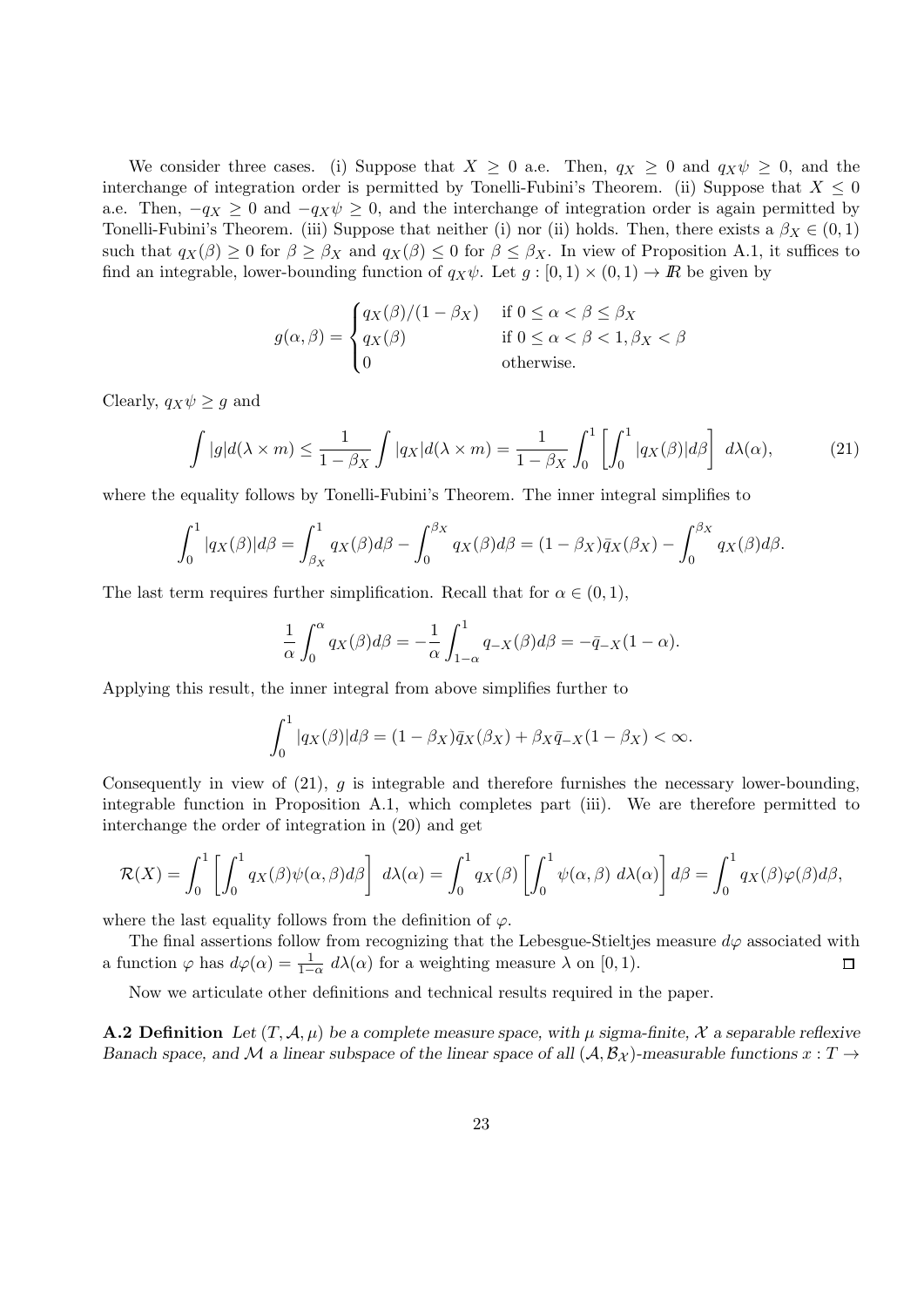We consider three cases. (i) Suppose that $X \geq 0$ a.e. Then, $q_X \geq 0$ and $q_X\psi \geq 0$, and the interchange of integration order is permitted by Tonelli-Fubini's Theorem. (ii) Suppose that $X \leq 0$ a.e. Then, $-q_X \geq 0$ and $-q_X\psi \geq 0$, and the interchange of integration order is again permitted by Tonelli-Fubini's Theorem. (iii) Suppose that neither (i) nor (ii) holds. Then, there exists a $\beta_X \in (0,1)$ such that $q_X(\beta) \geq 0$ for $\beta \geq \beta_X$ and $q_X(\beta) \leq 0$ for $\beta \leq \beta_X$. In view of Proposition A.1, it suffices to find an integrable, lower-bounding function of $q_X\psi$. Let $g : [0,1) \times (0,1) \to I\!\!R$ be given by

$$g(\alpha, \beta) = \begin{cases} q_X(\beta)/(1-\beta_X) & \text{if } 0 \leq \alpha < \beta \leq \beta_X \\ q_X(\beta) & \text{if } 0 \leq \alpha < \beta < 1, \beta_X < \beta \\ 0 & \text{otherwise.} \end{cases}$$

Clearly, $q_X\psi \geq g$ and

$$\int |g| d(\lambda \times m) \leq \frac{1}{1-\beta_X} \int |q_X| d(\lambda \times m) = \frac{1}{1-\beta_X} \int_0^1 \left[ \int_0^1 |q_X(\beta)| d\beta \right] d\lambda(\alpha), \tag{21}$$

where the equality follows by Tonelli-Fubini's Theorem. The inner integral simplifies to

$$\int_0^1 |q_X(\beta)| d\beta = \int_{\beta_X}^1 q_X(\beta) d\beta - \int_0^{\beta_X} q_X(\beta) d\beta = (1-\beta_X)\bar{q}_X(\beta_X) - \int_0^{\beta_X} q_X(\beta) d\beta.$$

The last term requires further simplification. Recall that for $\alpha \in (0,1)$,

$$\frac{1}{\alpha} \int_0^\alpha q_X(\beta) d\beta = -\frac{1}{\alpha} \int_{1-\alpha}^1 q_{-X}(\beta) d\beta = -\bar{q}_{-X}(1-\alpha).$$

Applying this result, the inner integral from above simplifies further to

$$\int_0^1 |q_X(\beta)| d\beta = (1-\beta_X)\bar{q}_X(\beta_X) + \beta_X \bar{q}_{-X}(1-\beta_X) < \infty.$$

Consequently in view of (21), $g$ is integrable and therefore furnishes the necessary lower-bounding, integrable function in Proposition A.1, which completes part (iii). We are therefore permitted to interchange the order of integration in (20) and get

$$\mathcal{R}(X) = \int_0^1 \left[ \int_0^1 q_X(\beta)\psi(\alpha, \beta) d\beta \right] d\lambda(\alpha) = \int_0^1 q_X(\beta) \left[ \int_0^1 \psi(\alpha, \beta)\ d\lambda(\alpha) \right] d\beta = \int_0^1 q_X(\beta)\varphi(\beta) d\beta,$$

where the last equality follows from the definition of $\varphi$.

The final assertions follow from recognizing that the Lebesgue-Stieltjes measure $d\varphi$ associated with a function $\varphi$ has $d\varphi(\alpha) = \frac{1}{1-\alpha}\ d\lambda(\alpha)$ for a weighting measure $\lambda$ on $[0,1)$. $\square$

Now we articulate other definitions and technical results required in the paper.

**A.2 Definition** *Let $(T, \mathcal{A}, \mu)$ be a complete measure space, with $\mu$ sigma-finite, $\mathcal{X}$ a separable reflexive Banach space, and $\mathcal{M}$ a linear subspace of the linear space of all $(\mathcal{A}, \mathcal{B}_\mathcal{X})$-measurable functions $x : T \to$*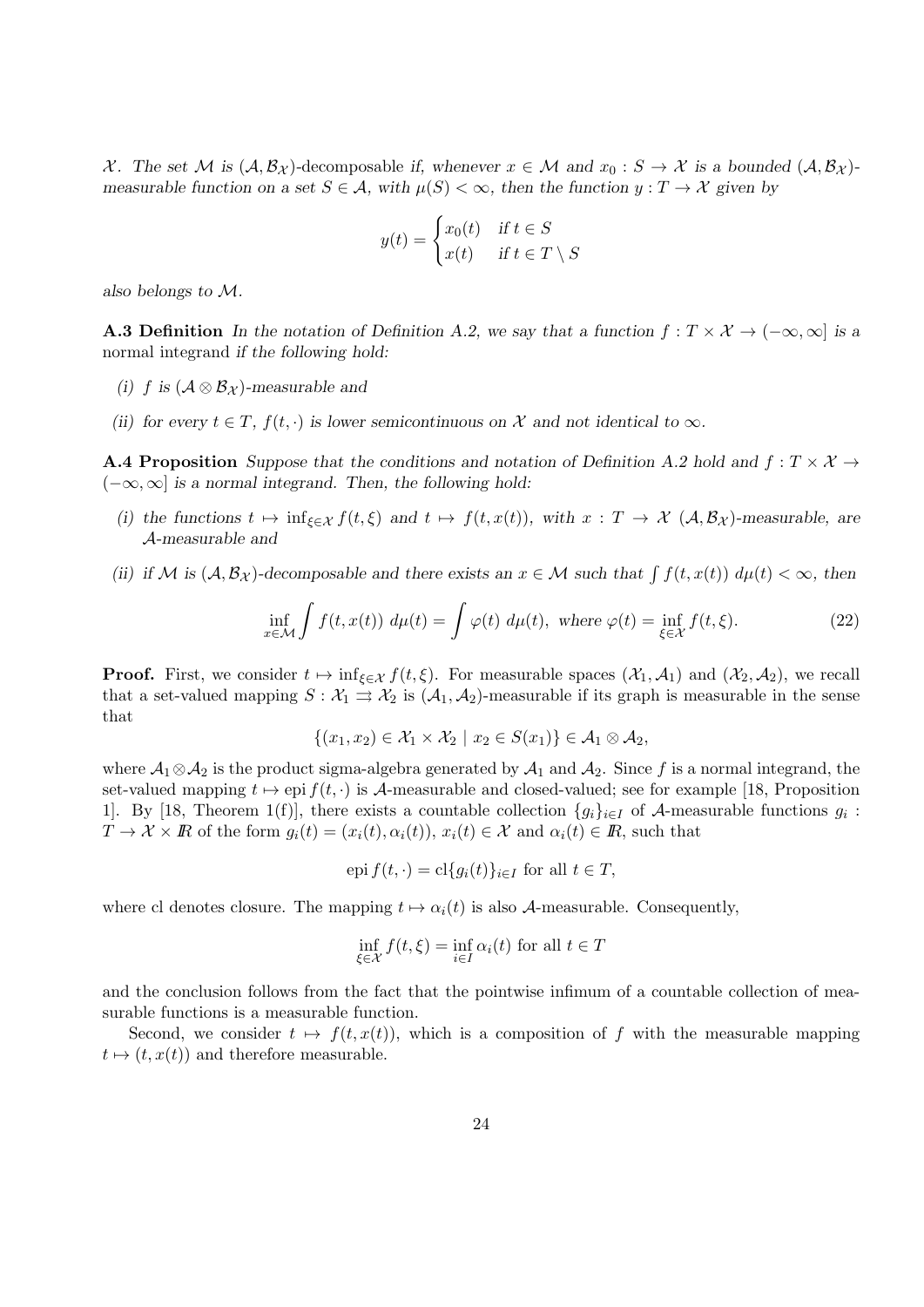$\mathcal{X}$. *The set* $\mathcal{M}$ *is* $(\mathcal{A}, \mathcal{B}_\mathcal{X})$-*decomposable if, whenever* $x \in \mathcal{M}$ *and* $x_0 : S \to \mathcal{X}$ *is a bounded* $(\mathcal{A}, \mathcal{B}_\mathcal{X})$-*measurable function on a set* $S \in \mathcal{A}$*, with* $\mu(S) < \infty$*, then the function* $y : T \to \mathcal{X}$ *given by*

$$y(t) = \begin{cases} x_0(t) & \text{if } t \in S \\ x(t) & \text{if } t \in T \setminus S \end{cases}$$

*also belongs to* $\mathcal{M}$.

**A.3 Definition** *In the notation of Definition A.2, we say that a function* $f : T \times \mathcal{X} \to (-\infty, \infty]$ *is a* normal integrand *if the following hold:*

*(i)* $f$ *is* $(\mathcal{A} \otimes \mathcal{B}_\mathcal{X})$-*measurable and*

*(ii) for every* $t \in T$*,* $f(t, \cdot)$ *is lower semicontinuous on* $\mathcal{X}$ *and not identical to* $\infty$.

**A.4 Proposition** *Suppose that the conditions and notation of Definition A.2 hold and* $f : T \times \mathcal{X} \to (-\infty, \infty]$ *is a normal integrand. Then, the following hold:*

*(i) the functions* $t \mapsto \inf_{\xi \in \mathcal{X}} f(t, \xi)$ *and* $t \mapsto f(t, x(t))$*, with* $x : T \to \mathcal{X}$ $(\mathcal{A}, \mathcal{B}_\mathcal{X})$-*measurable, are* $\mathcal{A}$-*measurable and*

*(ii) if* $\mathcal{M}$ *is* $(\mathcal{A}, \mathcal{B}_\mathcal{X})$-*decomposable and there exists an* $x \in \mathcal{M}$ *such that* $\int f(t, x(t)) \, d\mu(t) < \infty$*, then*

$$\inf_{x \in \mathcal{M}} \int f(t, x(t)) \, d\mu(t) = \int \varphi(t) \, d\mu(t), \text{ where } \varphi(t) = \inf_{\xi \in \mathcal{X}} f(t, \xi). \tag{22}$$

**Proof.** First, we consider $t \mapsto \inf_{\xi \in \mathcal{X}} f(t, \xi)$. For measurable spaces $(\mathcal{X}_1, \mathcal{A}_1)$ and $(\mathcal{X}_2, \mathcal{A}_2)$, we recall that a set-valued mapping $S : \mathcal{X}_1 \rightrightarrows \mathcal{X}_2$ is $(\mathcal{A}_1, \mathcal{A}_2)$-measurable if its graph is measurable in the sense that

$$\{(x_1, x_2) \in \mathcal{X}_1 \times \mathcal{X}_2 \mid x_2 \in S(x_1)\} \in \mathcal{A}_1 \otimes \mathcal{A}_2,$$

where $\mathcal{A}_1 \otimes \mathcal{A}_2$ is the product sigma-algebra generated by $\mathcal{A}_1$ and $\mathcal{A}_2$. Since $f$ is a normal integrand, the set-valued mapping $t \mapsto \operatorname{epi} f(t, \cdot)$ is $\mathcal{A}$-measurable and closed-valued; see for example [18, Proposition 1]. By [18, Theorem 1(f)], there exists a countable collection $\{g_i\}_{i \in I}$ of $\mathcal{A}$-measurable functions $g_i : T \to \mathcal{X} \times I\!R$ of the form $g_i(t) = (x_i(t), \alpha_i(t))$, $x_i(t) \in \mathcal{X}$ and $\alpha_i(t) \in I\!R$, such that

$$\operatorname{epi} f(t, \cdot) = \operatorname{cl}\{g_i(t)\}_{i \in I} \text{ for all } t \in T,$$

where cl denotes closure. The mapping $t \mapsto \alpha_i(t)$ is also $\mathcal{A}$-measurable. Consequently,

$$\inf_{\xi \in \mathcal{X}} f(t, \xi) = \inf_{i \in I} \alpha_i(t) \text{ for all } t \in T$$

and the conclusion follows from the fact that the pointwise infimum of a countable collection of measurable functions is a measurable function.

Second, we consider $t \mapsto f(t, x(t))$, which is a composition of $f$ with the measurable mapping $t \mapsto (t, x(t))$ and therefore measurable.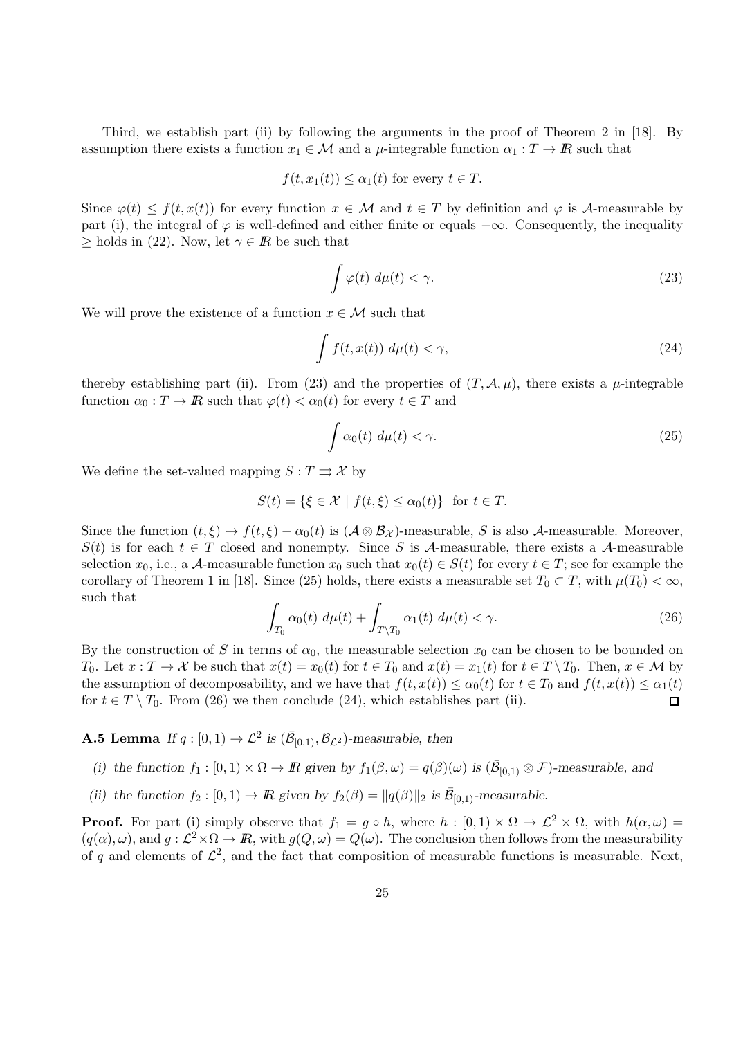Third, we establish part (ii) by following the arguments in the proof of Theorem 2 in [18]. By assumption there exists a function $x_1 \in \mathcal{M}$ and a $\mu$-integrable function $\alpha_1 : T \to I\!R$ such that

$$f(t, x_1(t)) \leq \alpha_1(t) \text{ for every } t \in T.$$

Since $\varphi(t) \leq f(t, x(t))$ for every function $x \in \mathcal{M}$ and $t \in T$ by definition and $\varphi$ is $\mathcal{A}$-measurable by part (i), the integral of $\varphi$ is well-defined and either finite or equals $-\infty$. Consequently, the inequality $\geq$ holds in (22). Now, let $\gamma \in I\!R$ be such that

$$\int \varphi(t) \; d\mu(t) < \gamma. \tag{23}$$

We will prove the existence of a function $x \in \mathcal{M}$ such that

$$\int f(t, x(t)) \; d\mu(t) < \gamma, \tag{24}$$

thereby establishing part (ii). From (23) and the properties of $(T, \mathcal{A}, \mu)$, there exists a $\mu$-integrable function $\alpha_0 : T \to I\!R$ such that $\varphi(t) < \alpha_0(t)$ for every $t \in T$ and

$$\int \alpha_0(t) \; d\mu(t) < \gamma. \tag{25}$$

We define the set-valued mapping $S : T \rightrightarrows \mathcal{X}$ by

$$S(t) = \{\xi \in \mathcal{X} \mid f(t, \xi) \leq \alpha_0(t)\} \;\; \text{for } t \in T.$$

Since the function $(t, \xi) \mapsto f(t, \xi) - \alpha_0(t)$ is $(\mathcal{A} \otimes \mathcal{B}_{\mathcal{X}})$-measurable, $S$ is also $\mathcal{A}$-measurable. Moreover, $S(t)$ is for each $t \in T$ closed and nonempty. Since $S$ is $\mathcal{A}$-measurable, there exists a $\mathcal{A}$-measurable selection $x_0$, i.e., a $\mathcal{A}$-measurable function $x_0$ such that $x_0(t) \in S(t)$ for every $t \in T$; see for example the corollary of Theorem 1 in [18]. Since (25) holds, there exists a measurable set $T_0 \subset T$, with $\mu(T_0) < \infty$, such that

$$\int_{T_0} \alpha_0(t) \; d\mu(t) + \int_{T \setminus T_0} \alpha_1(t) \; d\mu(t) < \gamma. \tag{26}$$

By the construction of $S$ in terms of $\alpha_0$, the measurable selection $x_0$ can be chosen to be bounded on $T_0$. Let $x : T \to \mathcal{X}$ be such that $x(t) = x_0(t)$ for $t \in T_0$ and $x(t) = x_1(t)$ for $t \in T \setminus T_0$. Then, $x \in \mathcal{M}$ by the assumption of decomposability, and we have that $f(t, x(t)) \leq \alpha_0(t)$ for $t \in T_0$ and $f(t, x(t)) \leq \alpha_1(t)$ for $t \in T \setminus T_0$. From (26) we then conclude (24), which establishes part (ii). ◻

**A.5 Lemma** *If $q : [0, 1) \to \mathcal{L}^2$ is $(\bar{\mathcal{B}}_{[0,1)}, \mathcal{B}_{\mathcal{L}^2})$-measurable, then*

*(i) the function $f_1 : [0, 1) \times \Omega \to \overline{I\!R}$ given by $f_1(\beta, \omega) = q(\beta)(\omega)$ is $(\bar{\mathcal{B}}_{[0,1)} \otimes \mathcal{F})$-measurable, and*

*(ii) the function $f_2 : [0, 1) \to I\!R$ given by $f_2(\beta) = \|q(\beta)\|_2$ is $\bar{\mathcal{B}}_{[0,1)}$-measurable.*

**Proof.** For part (i) simply observe that $f_1 = g \circ h$, where $h : [0, 1) \times \Omega \to \mathcal{L}^2 \times \Omega$, with $h(\alpha, \omega) = (q(\alpha), \omega)$, and $g : \mathcal{L}^2 \times \Omega \to \overline{I\!R}$, with $g(Q, \omega) = Q(\omega)$. The conclusion then follows from the measurability of $q$ and elements of $\mathcal{L}^2$, and the fact that composition of measurable functions is measurable. Next,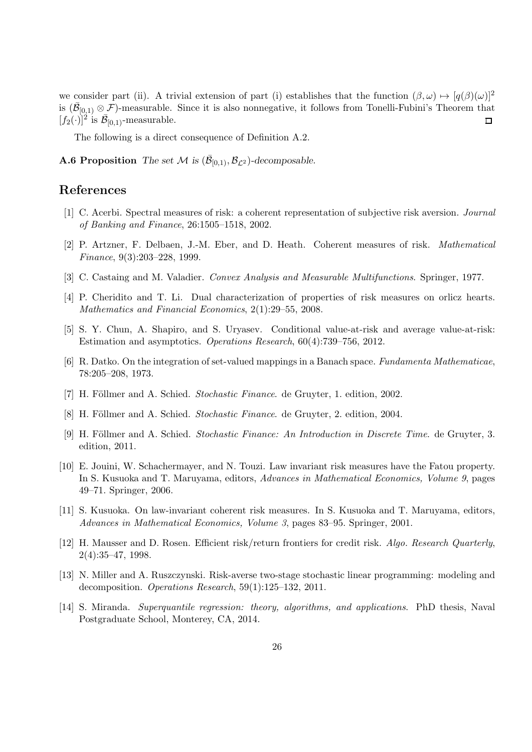we consider part (ii). A trivial extension of part (i) establishes that the function $(\beta, \omega) \mapsto [q(\beta)(\omega)]^2$ is $(\bar{\mathcal{B}}_{[0,1)} \otimes \mathcal{F})$-measurable. Since it is also nonnegative, it follows from Tonelli-Fubini's Theorem that $[f_2(\cdot)]^2$ is $\bar{\mathcal{B}}_{[0,1)}$-measurable. $\square$

The following is a direct consequence of Definition A.2.

**A.6 Proposition** *The set $\mathcal{M}$ is $(\bar{\mathcal{B}}_{[0,1)}, \mathcal{B}_{\mathcal{L}^2})$-decomposable.*

## References

[1] C. Acerbi. Spectral measures of risk: a coherent representation of subjective risk aversion. *Journal of Banking and Finance*, 26:1505–1518, 2002.

[2] P. Artzner, F. Delbaen, J.-M. Eber, and D. Heath. Coherent measures of risk. *Mathematical Finance*, 9(3):203–228, 1999.

[3] C. Castaing and M. Valadier. *Convex Analysis and Measurable Multifunctions*. Springer, 1977.

[4] P. Cheridito and T. Li. Dual characterization of properties of risk measures on orlicz hearts. *Mathematics and Financial Economics*, 2(1):29–55, 2008.

[5] S. Y. Chun, A. Shapiro, and S. Uryasev. Conditional value-at-risk and average value-at-risk: Estimation and asymptotics. *Operations Research*, 60(4):739–756, 2012.

[6] R. Datko. On the integration of set-valued mappings in a Banach space. *Fundamenta Mathematicae*, 78:205–208, 1973.

[7] H. Föllmer and A. Schied. *Stochastic Finance*. de Gruyter, 1. edition, 2002.

[8] H. Föllmer and A. Schied. *Stochastic Finance*. de Gruyter, 2. edition, 2004.

[9] H. Föllmer and A. Schied. *Stochastic Finance: An Introduction in Discrete Time*. de Gruyter, 3. edition, 2011.

[10] E. Jouini, W. Schachermayer, and N. Touzi. Law invariant risk measures have the Fatou property. In S. Kusuoka and T. Maruyama, editors, *Advances in Mathematical Economics, Volume 9*, pages 49–71. Springer, 2006.

[11] S. Kusuoka. On law-invariant coherent risk measures. In S. Kusuoka and T. Maruyama, editors, *Advances in Mathematical Economics, Volume 3*, pages 83–95. Springer, 2001.

[12] H. Mausser and D. Rosen. Efficient risk/return frontiers for credit risk. *Algo. Research Quarterly*, 2(4):35–47, 1998.

[13] N. Miller and A. Ruszczynski. Risk-averse two-stage stochastic linear programming: modeling and decomposition. *Operations Research*, 59(1):125–132, 2011.

[14] S. Miranda. *Superquantile regression: theory, algorithms, and applications*. PhD thesis, Naval Postgraduate School, Monterey, CA, 2014.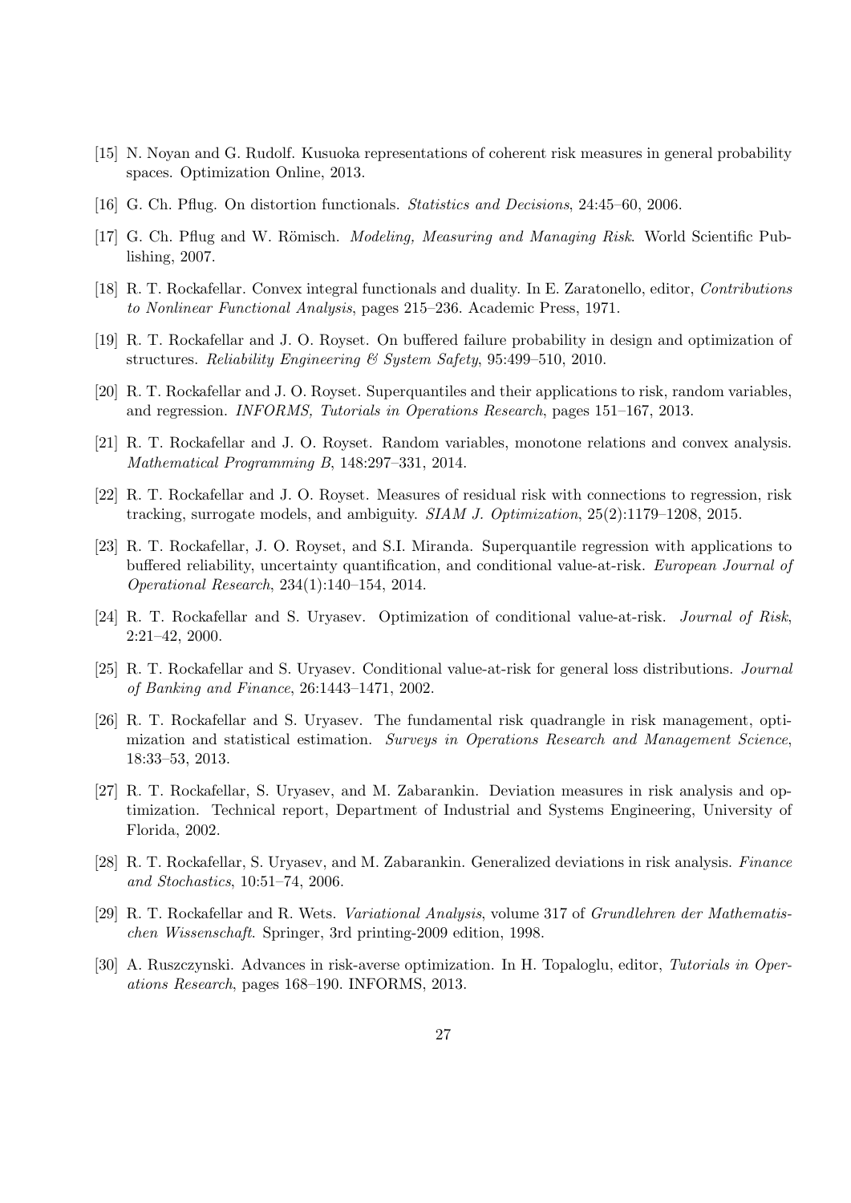[15] N. Noyan and G. Rudolf. Kusuoka representations of coherent risk measures in general probability spaces. Optimization Online, 2013.

[16] G. Ch. Pflug. On distortion functionals. *Statistics and Decisions*, 24:45–60, 2006.

[17] G. Ch. Pflug and W. Römisch. *Modeling, Measuring and Managing Risk*. World Scientific Publishing, 2007.

[18] R. T. Rockafellar. Convex integral functionals and duality. In E. Zaratonello, editor, *Contributions to Nonlinear Functional Analysis*, pages 215–236. Academic Press, 1971.

[19] R. T. Rockafellar and J. O. Royset. On buffered failure probability in design and optimization of structures. *Reliability Engineering & System Safety*, 95:499–510, 2010.

[20] R. T. Rockafellar and J. O. Royset. Superquantiles and their applications to risk, random variables, and regression. *INFORMS, Tutorials in Operations Research*, pages 151–167, 2013.

[21] R. T. Rockafellar and J. O. Royset. Random variables, monotone relations and convex analysis. *Mathematical Programming B*, 148:297–331, 2014.

[22] R. T. Rockafellar and J. O. Royset. Measures of residual risk with connections to regression, risk tracking, surrogate models, and ambiguity. *SIAM J. Optimization*, 25(2):1179–1208, 2015.

[23] R. T. Rockafellar, J. O. Royset, and S.I. Miranda. Superquantile regression with applications to buffered reliability, uncertainty quantification, and conditional value-at-risk. *European Journal of Operational Research*, 234(1):140–154, 2014.

[24] R. T. Rockafellar and S. Uryasev. Optimization of conditional value-at-risk. *Journal of Risk*, 2:21–42, 2000.

[25] R. T. Rockafellar and S. Uryasev. Conditional value-at-risk for general loss distributions. *Journal of Banking and Finance*, 26:1443–1471, 2002.

[26] R. T. Rockafellar and S. Uryasev. The fundamental risk quadrangle in risk management, optimization and statistical estimation. *Surveys in Operations Research and Management Science*, 18:33–53, 2013.

[27] R. T. Rockafellar, S. Uryasev, and M. Zabarankin. Deviation measures in risk analysis and optimization. Technical report, Department of Industrial and Systems Engineering, University of Florida, 2002.

[28] R. T. Rockafellar, S. Uryasev, and M. Zabarankin. Generalized deviations in risk analysis. *Finance and Stochastics*, 10:51–74, 2006.

[29] R. T. Rockafellar and R. Wets. *Variational Analysis*, volume 317 of *Grundlehren der Mathematischen Wissenschaft*. Springer, 3rd printing-2009 edition, 1998.

[30] A. Ruszczynski. Advances in risk-averse optimization. In H. Topaloglu, editor, *Tutorials in Operations Research*, pages 168–190. INFORMS, 2013.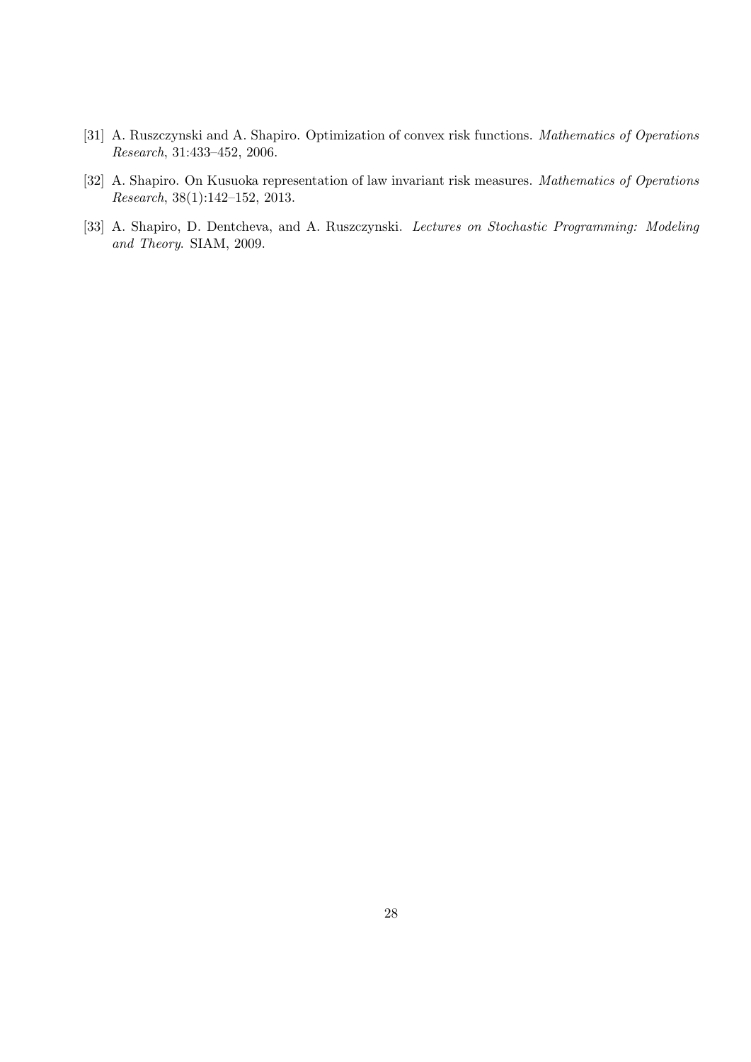[31] A. Ruszczynski and A. Shapiro. Optimization of convex risk functions. *Mathematics of Operations Research*, 31:433–452, 2006.

[32] A. Shapiro. On Kusuoka representation of law invariant risk measures. *Mathematics of Operations Research*, 38(1):142–152, 2013.

[33] A. Shapiro, D. Dentcheva, and A. Ruszczynski. *Lectures on Stochastic Programming: Modeling and Theory*. SIAM, 2009.